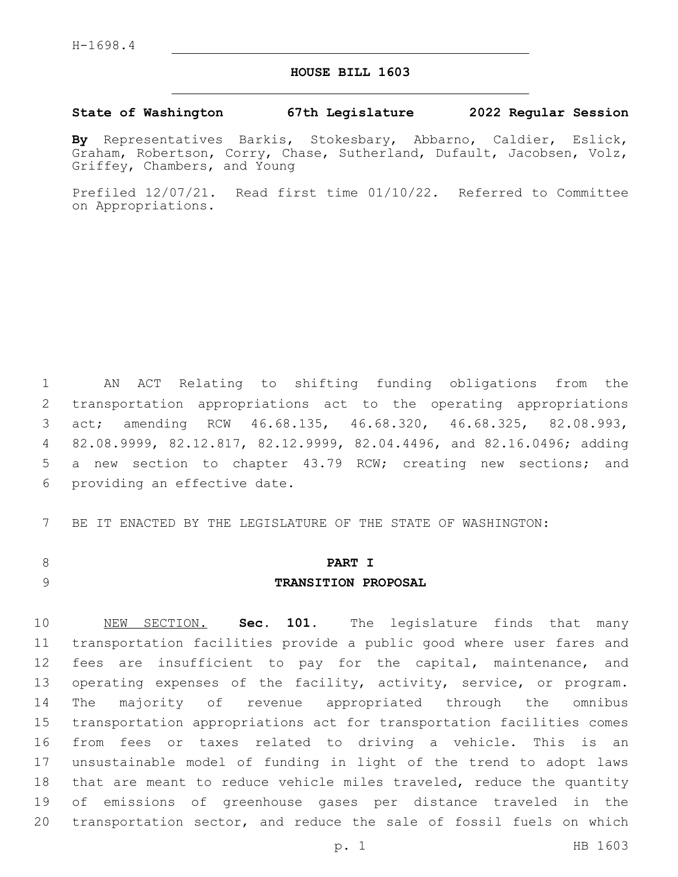H-1698.4

# HOUSE BILL 1603

**State of Washington 67th Legislature 2022 Regular Session**

**By** Representatives Barkis, Stokesbary, Abbarno, Caldier, Eslick, Graham, Robertson, Corry, Chase, Sutherland, Dufault, Jacobsen, Volz, Griffey, Chambers, and Young

Prefiled 12/07/21. Read first time 01/10/22. Referred to Committee on Appropriations.

AN ACT Relating to shifting funding obligations from the transportation appropriations act to the operating appropriations act; amending RCW 46.68.135, 46.68.320, 46.68.325, 82.08.993, 82.08.9999, 82.12.817, 82.12.9999, 82.04.4496, and 82.16.0496; adding a new section to chapter 43.79 RCW; creating new sections; and providing an effective date.

BE IT ENACTED BY THE LEGISLATURE OF THE STATE OF WASHINGTON:

## PART I
## TRANSITION PROPOSAL

NEW SECTION. **Sec. 101.** The legislature finds that many transportation facilities provide a public good where user fares and fees are insufficient to pay for the capital, maintenance, and operating expenses of the facility, activity, service, or program. The majority of revenue appropriated through the omnibus transportation appropriations act for transportation facilities comes from fees or taxes related to driving a vehicle. This is an unsustainable model of funding in light of the trend to adopt laws that are meant to reduce vehicle miles traveled, reduce the quantity of emissions of greenhouse gases per distance traveled in the transportation sector, and reduce the sale of fossil fuels on which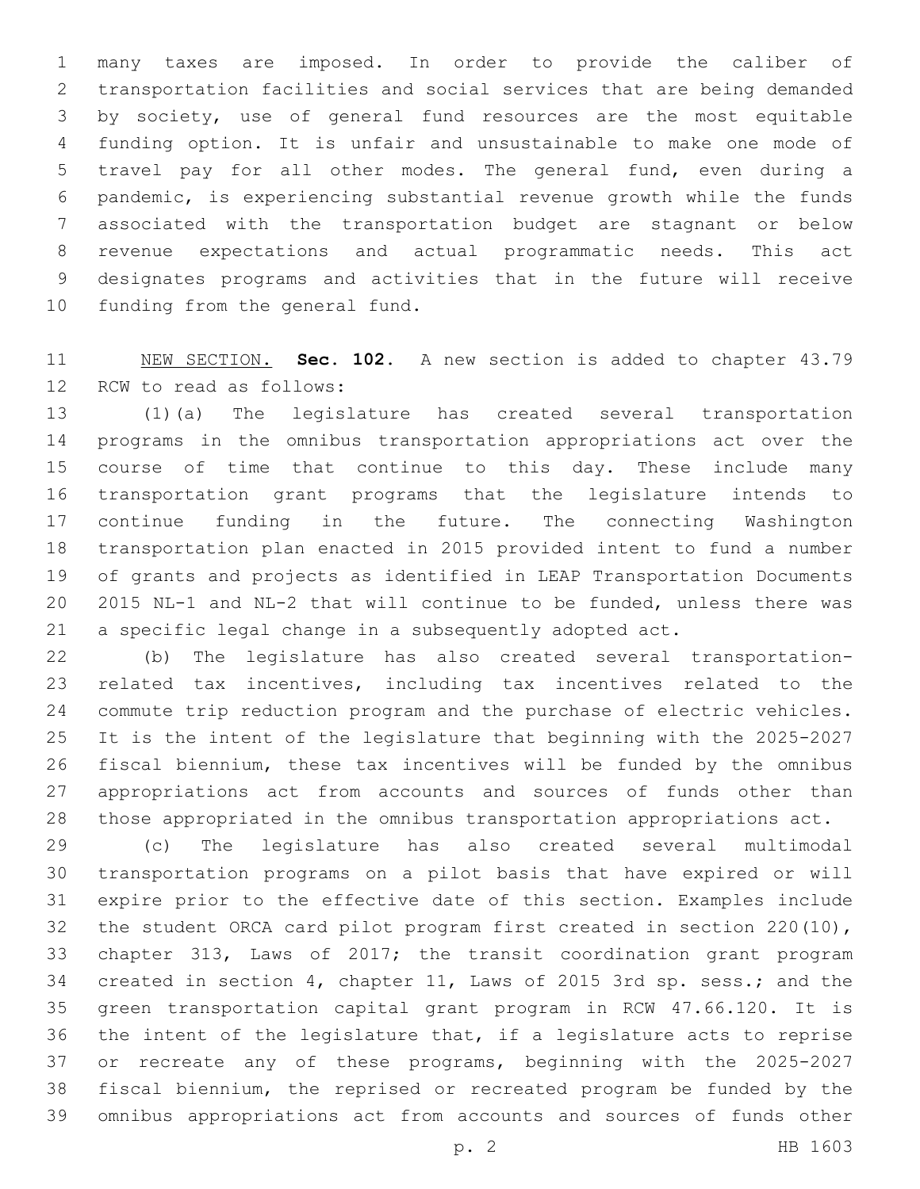many taxes are imposed. In order to provide the caliber of transportation facilities and social services that are being demanded by society, use of general fund resources are the most equitable funding option. It is unfair and unsustainable to make one mode of travel pay for all other modes. The general fund, even during a pandemic, is experiencing substantial revenue growth while the funds associated with the transportation budget are stagnant or below revenue expectations and actual programmatic needs. This act designates programs and activities that in the future will receive funding from the general fund.

NEW SECTION. **Sec. 102.** A new section is added to chapter 43.79 RCW to read as follows:

(1)(a) The legislature has created several transportation programs in the omnibus transportation appropriations act over the course of time that continue to this day. These include many transportation grant programs that the legislature intends to continue funding in the future. The connecting Washington transportation plan enacted in 2015 provided intent to fund a number of grants and projects as identified in LEAP Transportation Documents 2015 NL-1 and NL-2 that will continue to be funded, unless there was a specific legal change in a subsequently adopted act.

(b) The legislature has also created several transportation-related tax incentives, including tax incentives related to the commute trip reduction program and the purchase of electric vehicles. It is the intent of the legislature that beginning with the 2025-2027 fiscal biennium, these tax incentives will be funded by the omnibus appropriations act from accounts and sources of funds other than those appropriated in the omnibus transportation appropriations act.

(c) The legislature has also created several multimodal transportation programs on a pilot basis that have expired or will expire prior to the effective date of this section. Examples include the student ORCA card pilot program first created in section 220(10), chapter 313, Laws of 2017; the transit coordination grant program created in section 4, chapter 11, Laws of 2015 3rd sp. sess.; and the green transportation capital grant program in RCW 47.66.120. It is the intent of the legislature that, if a legislature acts to reprise or recreate any of these programs, beginning with the 2025-2027 fiscal biennium, the reprised or recreated program be funded by the omnibus appropriations act from accounts and sources of funds other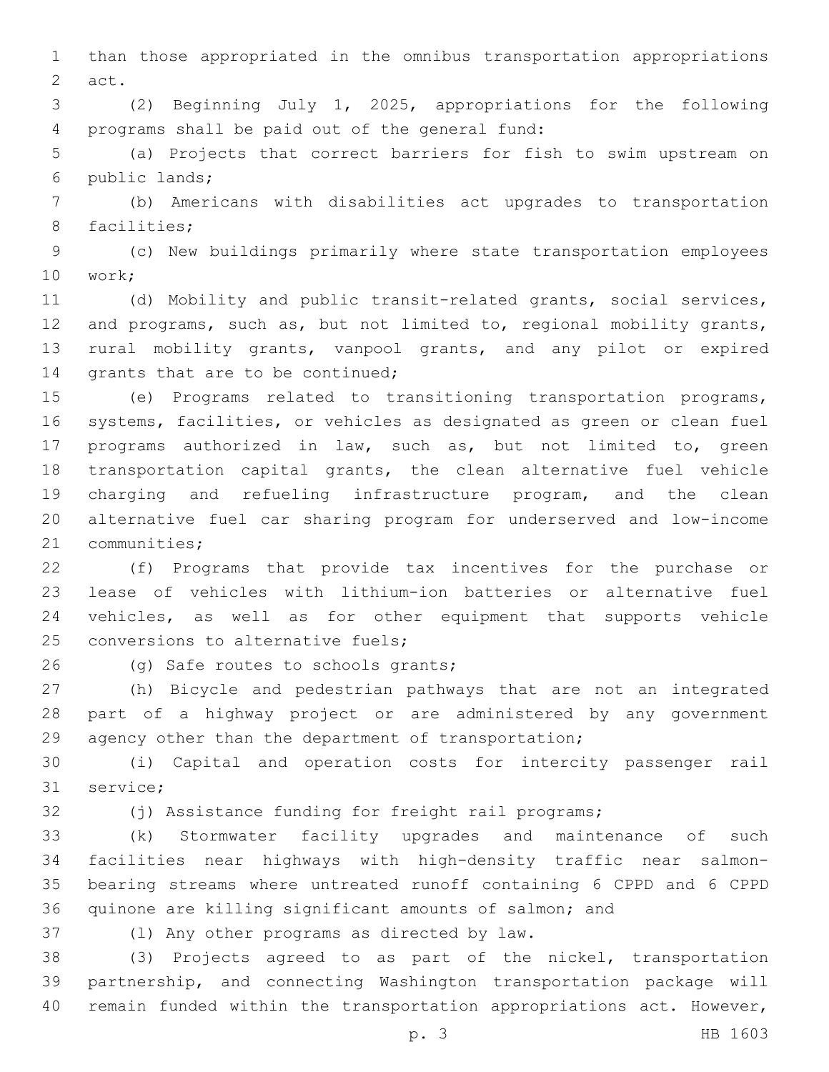than those appropriated in the omnibus transportation appropriations act.

(2) Beginning July 1, 2025, appropriations for the following programs shall be paid out of the general fund:

(a) Projects that correct barriers for fish to swim upstream on public lands;

(b) Americans with disabilities act upgrades to transportation facilities;

(c) New buildings primarily where state transportation employees work;

(d) Mobility and public transit-related grants, social services, and programs, such as, but not limited to, regional mobility grants, rural mobility grants, vanpool grants, and any pilot or expired grants that are to be continued;

(e) Programs related to transitioning transportation programs, systems, facilities, or vehicles as designated as green or clean fuel programs authorized in law, such as, but not limited to, green transportation capital grants, the clean alternative fuel vehicle charging and refueling infrastructure program, and the clean alternative fuel car sharing program for underserved and low-income communities;

(f) Programs that provide tax incentives for the purchase or lease of vehicles with lithium-ion batteries or alternative fuel vehicles, as well as for other equipment that supports vehicle conversions to alternative fuels;

(g) Safe routes to schools grants;

(h) Bicycle and pedestrian pathways that are not an integrated part of a highway project or are administered by any government agency other than the department of transportation;

(i) Capital and operation costs for intercity passenger rail service;

(j) Assistance funding for freight rail programs;

(k) Stormwater facility upgrades and maintenance of such facilities near highways with high-density traffic near salmon-bearing streams where untreated runoff containing 6 CPPD and 6 CPPD quinone are killing significant amounts of salmon; and

(l) Any other programs as directed by law.

(3) Projects agreed to as part of the nickel, transportation partnership, and connecting Washington transportation package will remain funded within the transportation appropriations act. However,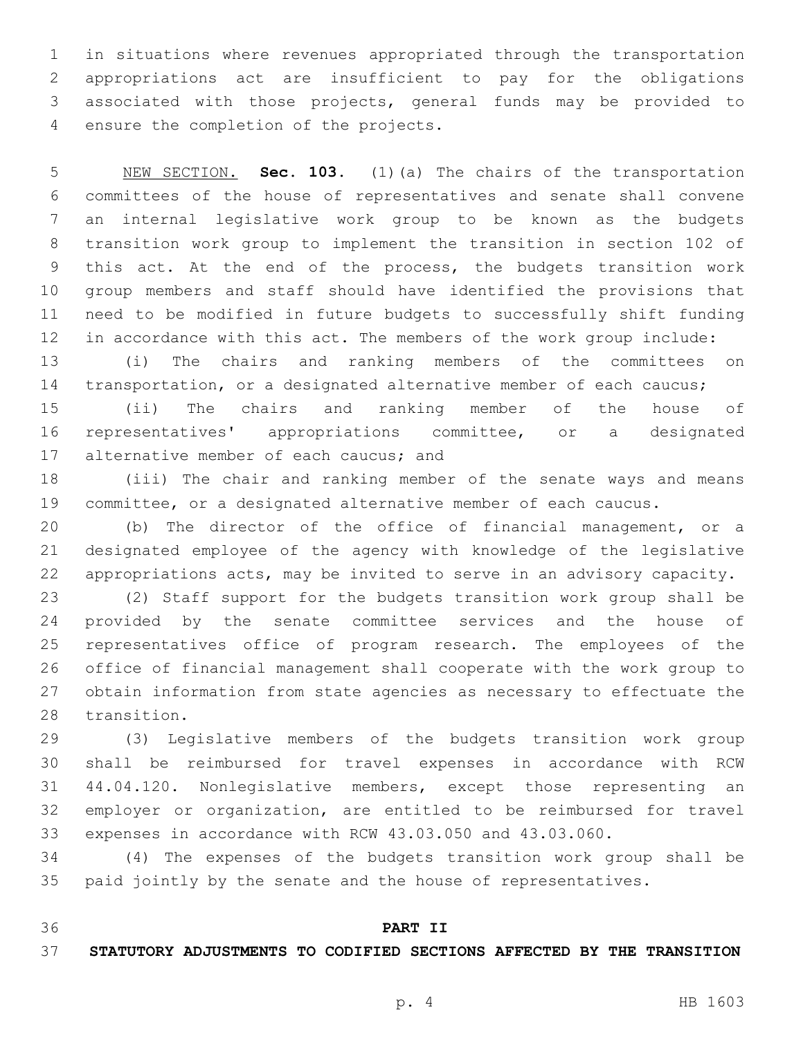in situations where revenues appropriated through the transportation appropriations act are insufficient to pay for the obligations associated with those projects, general funds may be provided to ensure the completion of the projects.

NEW SECTION. **Sec. 103.** (1)(a) The chairs of the transportation committees of the house of representatives and senate shall convene an internal legislative work group to be known as the budgets transition work group to implement the transition in section 102 of this act. At the end of the process, the budgets transition work group members and staff should have identified the provisions that need to be modified in future budgets to successfully shift funding in accordance with this act. The members of the work group include:

(i) The chairs and ranking members of the committees on transportation, or a designated alternative member of each caucus;

(ii) The chairs and ranking member of the house of representatives' appropriations committee, or a designated alternative member of each caucus; and

(iii) The chair and ranking member of the senate ways and means committee, or a designated alternative member of each caucus.

(b) The director of the office of financial management, or a designated employee of the agency with knowledge of the legislative appropriations acts, may be invited to serve in an advisory capacity.

(2) Staff support for the budgets transition work group shall be provided by the senate committee services and the house of representatives office of program research. The employees of the office of financial management shall cooperate with the work group to obtain information from state agencies as necessary to effectuate the transition.

(3) Legislative members of the budgets transition work group shall be reimbursed for travel expenses in accordance with RCW 44.04.120. Nonlegislative members, except those representing an employer or organization, are entitled to be reimbursed for travel expenses in accordance with RCW 43.03.050 and 43.03.060.

(4) The expenses of the budgets transition work group shall be paid jointly by the senate and the house of representatives.

## PART II
## STATUTORY ADJUSTMENTS TO CODIFIED SECTIONS AFFECTED BY THE TRANSITION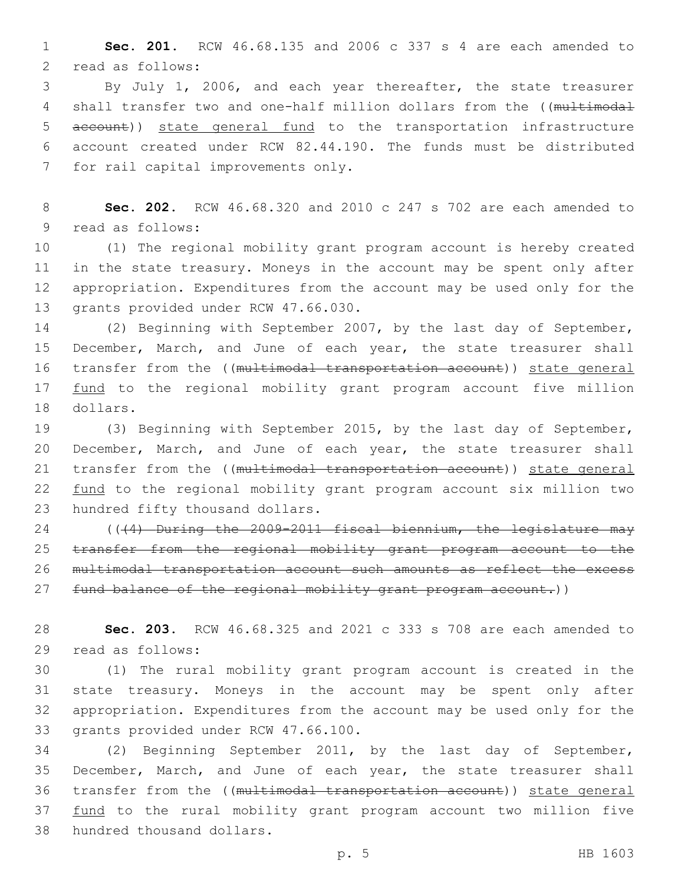**Sec. 201.** RCW 46.68.135 and 2006 c 337 s 4 are each amended to read as follows:

By July 1, 2006, and each year thereafter, the state treasurer shall transfer two and one-half million dollars from the ((~~multimodal account~~)) <u>state general fund</u> to the transportation infrastructure account created under RCW 82.44.190. The funds must be distributed for rail capital improvements only.

**Sec. 202.** RCW 46.68.320 and 2010 c 247 s 702 are each amended to read as follows:

(1) The regional mobility grant program account is hereby created in the state treasury. Moneys in the account may be spent only after appropriation. Expenditures from the account may be used only for the grants provided under RCW 47.66.030.

(2) Beginning with September 2007, by the last day of September, December, March, and June of each year, the state treasurer shall transfer from the ((~~multimodal transportation account~~)) <u>state general fund</u> to the regional mobility grant program account five million dollars.

(3) Beginning with September 2015, by the last day of September, December, March, and June of each year, the state treasurer shall transfer from the ((~~multimodal transportation account~~)) <u>state general fund</u> to the regional mobility grant program account six million two hundred fifty thousand dollars.

((~~(4) During the 2009-2011 fiscal biennium, the legislature may transfer from the regional mobility grant program account to the multimodal transportation account such amounts as reflect the excess fund balance of the regional mobility grant program account.~~))

**Sec. 203.** RCW 46.68.325 and 2021 c 333 s 708 are each amended to read as follows:

(1) The rural mobility grant program account is created in the state treasury. Moneys in the account may be spent only after appropriation. Expenditures from the account may be used only for the grants provided under RCW 47.66.100.

(2) Beginning September 2011, by the last day of September, December, March, and June of each year, the state treasurer shall transfer from the ((~~multimodal transportation account~~)) <u>state general fund</u> to the rural mobility grant program account two million five hundred thousand dollars.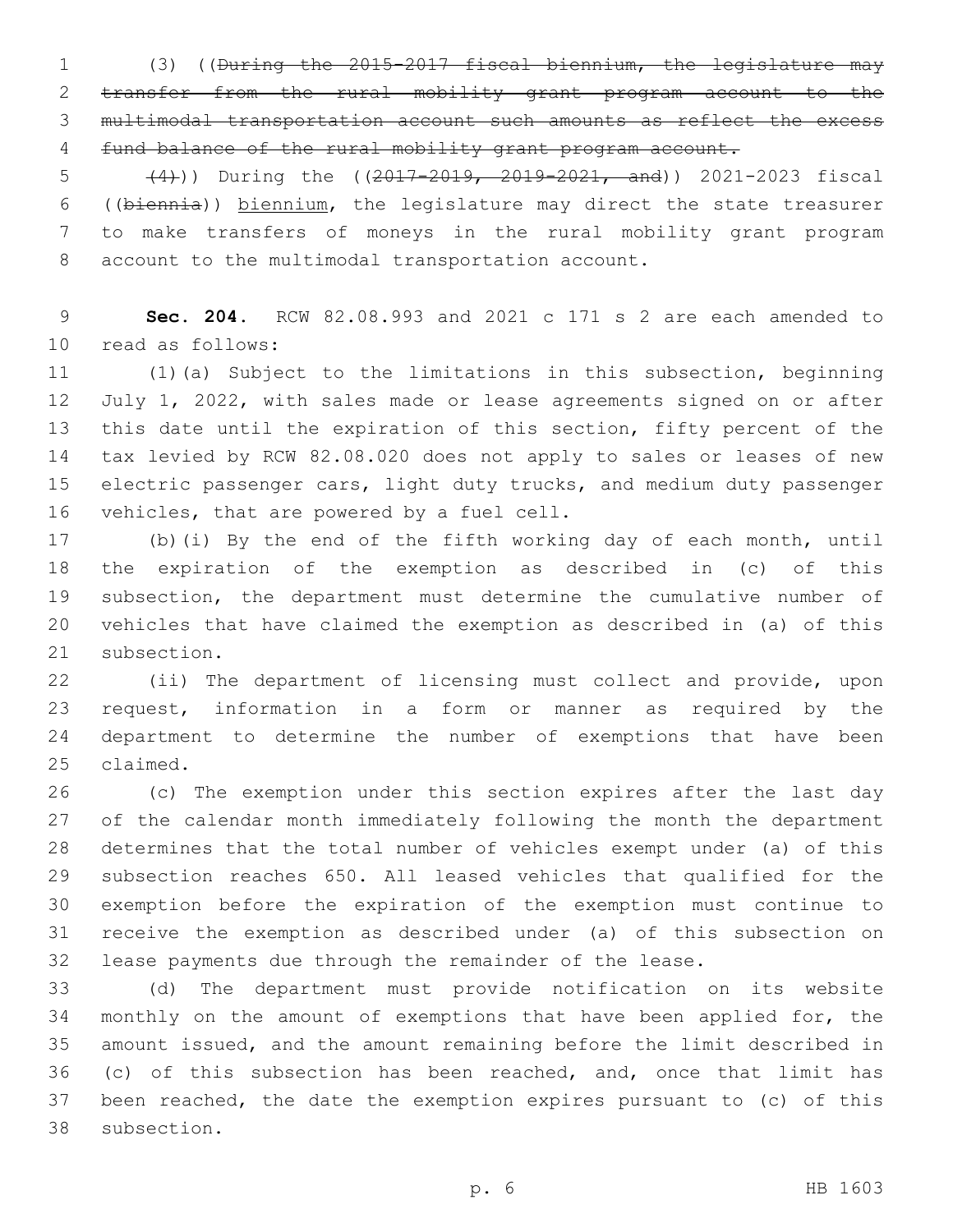(3) ((~~During the 2015-2017 fiscal biennium, the legislature may transfer from the rural mobility grant program account to the multimodal transportation account such amounts as reflect the excess fund balance of the rural mobility grant program account.~~

~~(4)~~)) During the ((~~2017-2019, 2019-2021, and~~)) 2021-2023 fiscal ((~~biennia~~)) biennium, the legislature may direct the state treasurer to make transfers of moneys in the rural mobility grant program account to the multimodal transportation account.

**Sec. 204.** RCW 82.08.993 and 2021 c 171 s 2 are each amended to read as follows:

(1)(a) Subject to the limitations in this subsection, beginning July 1, 2022, with sales made or lease agreements signed on or after this date until the expiration of this section, fifty percent of the tax levied by RCW 82.08.020 does not apply to sales or leases of new electric passenger cars, light duty trucks, and medium duty passenger vehicles, that are powered by a fuel cell.

(b)(i) By the end of the fifth working day of each month, until the expiration of the exemption as described in (c) of this subsection, the department must determine the cumulative number of vehicles that have claimed the exemption as described in (a) of this subsection.

(ii) The department of licensing must collect and provide, upon request, information in a form or manner as required by the department to determine the number of exemptions that have been claimed.

(c) The exemption under this section expires after the last day of the calendar month immediately following the month the department determines that the total number of vehicles exempt under (a) of this subsection reaches 650. All leased vehicles that qualified for the exemption before the expiration of the exemption must continue to receive the exemption as described under (a) of this subsection on lease payments due through the remainder of the lease.

(d) The department must provide notification on its website monthly on the amount of exemptions that have been applied for, the amount issued, and the amount remaining before the limit described in (c) of this subsection has been reached, and, once that limit has been reached, the date the exemption expires pursuant to (c) of this subsection.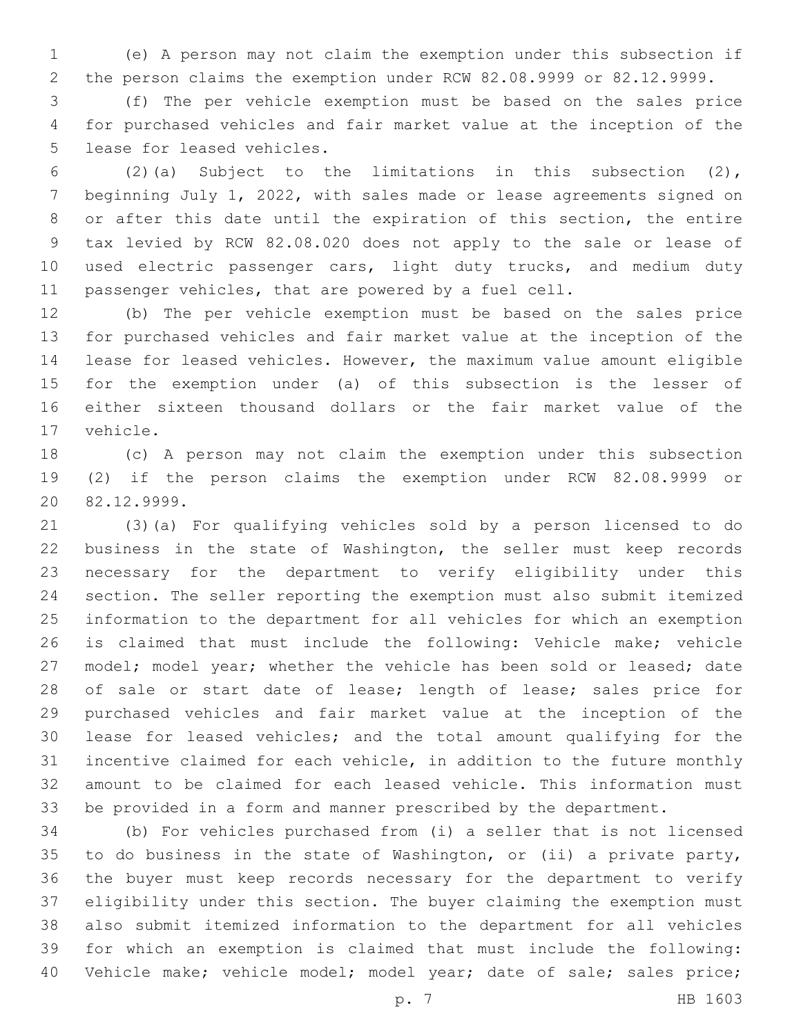(e) A person may not claim the exemption under this subsection if the person claims the exemption under RCW 82.08.9999 or 82.12.9999.

(f) The per vehicle exemption must be based on the sales price for purchased vehicles and fair market value at the inception of the lease for leased vehicles.

(2)(a) Subject to the limitations in this subsection (2), beginning July 1, 2022, with sales made or lease agreements signed on or after this date until the expiration of this section, the entire tax levied by RCW 82.08.020 does not apply to the sale or lease of used electric passenger cars, light duty trucks, and medium duty passenger vehicles, that are powered by a fuel cell.

(b) The per vehicle exemption must be based on the sales price for purchased vehicles and fair market value at the inception of the lease for leased vehicles. However, the maximum value amount eligible for the exemption under (a) of this subsection is the lesser of either sixteen thousand dollars or the fair market value of the vehicle.

(c) A person may not claim the exemption under this subsection (2) if the person claims the exemption under RCW 82.08.9999 or 82.12.9999.

(3)(a) For qualifying vehicles sold by a person licensed to do business in the state of Washington, the seller must keep records necessary for the department to verify eligibility under this section. The seller reporting the exemption must also submit itemized information to the department for all vehicles for which an exemption is claimed that must include the following: Vehicle make; vehicle model; model year; whether the vehicle has been sold or leased; date of sale or start date of lease; length of lease; sales price for purchased vehicles and fair market value at the inception of the lease for leased vehicles; and the total amount qualifying for the incentive claimed for each vehicle, in addition to the future monthly amount to be claimed for each leased vehicle. This information must be provided in a form and manner prescribed by the department.

(b) For vehicles purchased from (i) a seller that is not licensed to do business in the state of Washington, or (ii) a private party, the buyer must keep records necessary for the department to verify eligibility under this section. The buyer claiming the exemption must also submit itemized information to the department for all vehicles for which an exemption is claimed that must include the following: Vehicle make; vehicle model; model year; date of sale; sales price;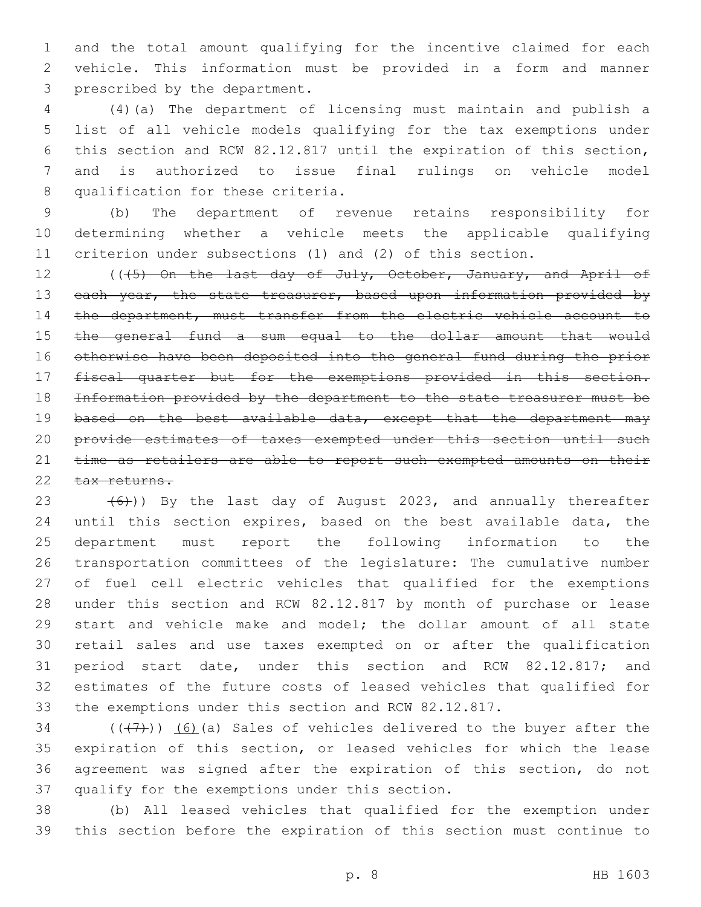and the total amount qualifying for the incentive claimed for each vehicle. This information must be provided in a form and manner prescribed by the department.

(4)(a) The department of licensing must maintain and publish a list of all vehicle models qualifying for the tax exemptions under this section and RCW 82.12.817 until the expiration of this section, and is authorized to issue final rulings on vehicle model qualification for these criteria.

(b) The department of revenue retains responsibility for determining whether a vehicle meets the applicable qualifying criterion under subsections (1) and (2) of this section.

((~~(5) On the last day of July, October, January, and April of each year, the state treasurer, based upon information provided by the department, must transfer from the electric vehicle account to the general fund a sum equal to the dollar amount that would otherwise have been deposited into the general fund during the prior fiscal quarter but for the exemptions provided in this section. Information provided by the department to the state treasurer must be based on the best available data, except that the department may provide estimates of taxes exempted under this section until such time as retailers are able to report such exempted amounts on their tax returns.~~

~~(6)~~)) By the last day of August 2023, and annually thereafter until this section expires, based on the best available data, the department must report the following information to the transportation committees of the legislature: The cumulative number of fuel cell electric vehicles that qualified for the exemptions under this section and RCW 82.12.817 by month of purchase or lease start and vehicle make and model; the dollar amount of all state retail sales and use taxes exempted on or after the qualification period start date, under this section and RCW 82.12.817; and estimates of the future costs of leased vehicles that qualified for the exemptions under this section and RCW 82.12.817.

((~~(7)~~)) <u>(6)</u>(a) Sales of vehicles delivered to the buyer after the expiration of this section, or leased vehicles for which the lease agreement was signed after the expiration of this section, do not qualify for the exemptions under this section.

(b) All leased vehicles that qualified for the exemption under this section before the expiration of this section must continue to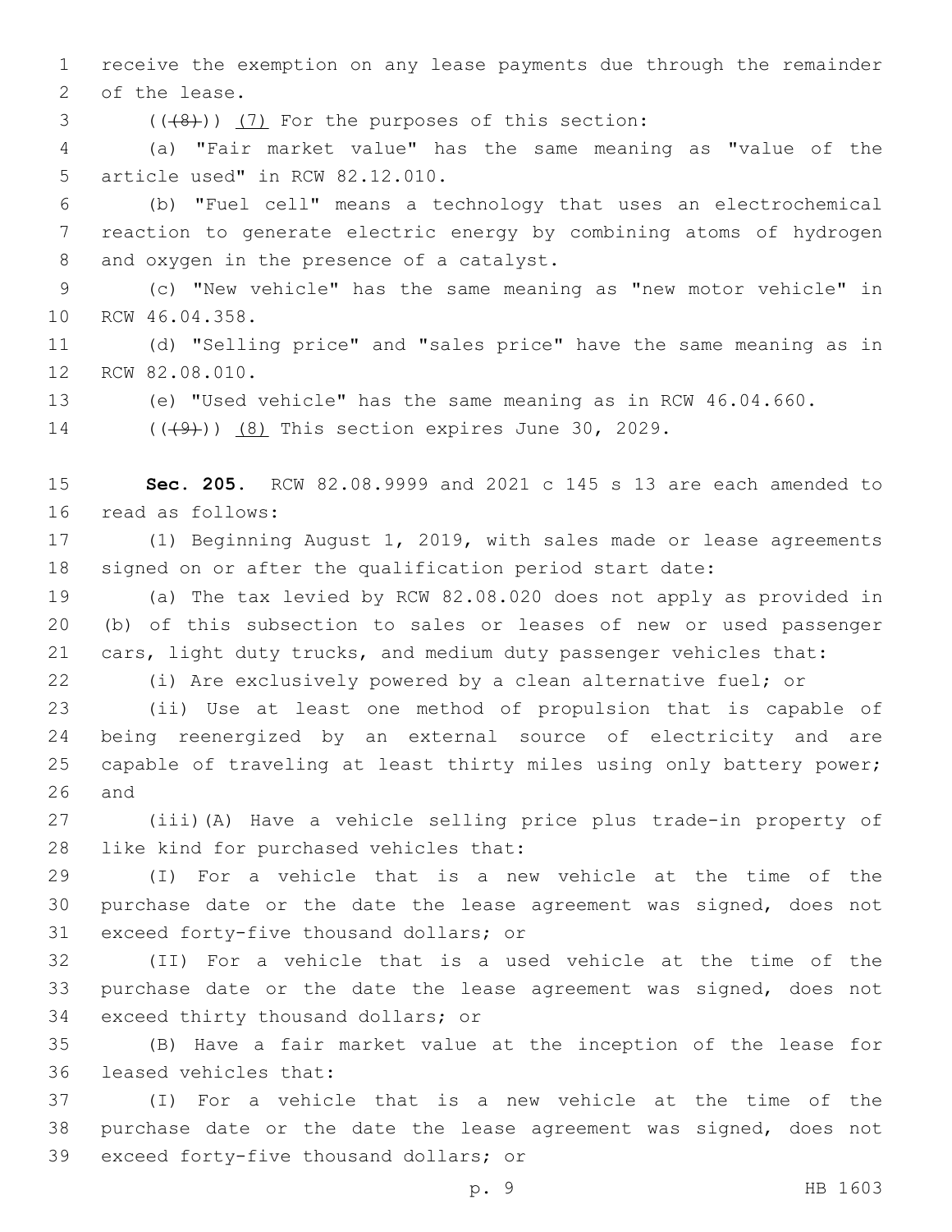receive the exemption on any lease payments due through the remainder of the lease.

(~~(8)~~) (7) For the purposes of this section:

(a) "Fair market value" has the same meaning as "value of the article used" in RCW 82.12.010.

(b) "Fuel cell" means a technology that uses an electrochemical reaction to generate electric energy by combining atoms of hydrogen and oxygen in the presence of a catalyst.

(c) "New vehicle" has the same meaning as "new motor vehicle" in RCW 46.04.358.

(d) "Selling price" and "sales price" have the same meaning as in RCW 82.08.010.

(e) "Used vehicle" has the same meaning as in RCW 46.04.660.

(~~(9)~~) (8) This section expires June 30, 2029.

**Sec. 205.** RCW 82.08.9999 and 2021 c 145 s 13 are each amended to read as follows:

(1) Beginning August 1, 2019, with sales made or lease agreements signed on or after the qualification period start date:

(a) The tax levied by RCW 82.08.020 does not apply as provided in (b) of this subsection to sales or leases of new or used passenger cars, light duty trucks, and medium duty passenger vehicles that:

(i) Are exclusively powered by a clean alternative fuel; or

(ii) Use at least one method of propulsion that is capable of being reenergized by an external source of electricity and are capable of traveling at least thirty miles using only battery power; and

(iii)(A) Have a vehicle selling price plus trade-in property of like kind for purchased vehicles that:

(I) For a vehicle that is a new vehicle at the time of the purchase date or the date the lease agreement was signed, does not exceed forty-five thousand dollars; or

(II) For a vehicle that is a used vehicle at the time of the purchase date or the date the lease agreement was signed, does not exceed thirty thousand dollars; or

(B) Have a fair market value at the inception of the lease for leased vehicles that:

(I) For a vehicle that is a new vehicle at the time of the purchase date or the date the lease agreement was signed, does not exceed forty-five thousand dollars; or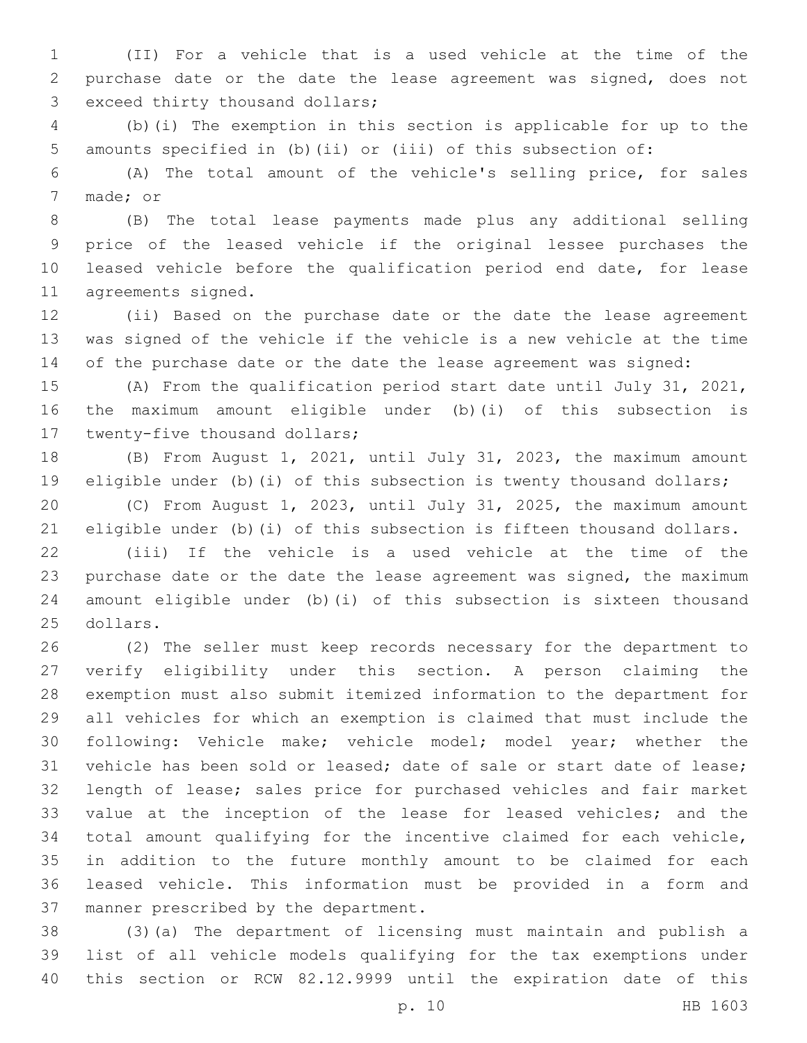(II) For a vehicle that is a used vehicle at the time of the purchase date or the date the lease agreement was signed, does not exceed thirty thousand dollars;

(b)(i) The exemption in this section is applicable for up to the amounts specified in (b)(ii) or (iii) of this subsection of:

(A) The total amount of the vehicle's selling price, for sales made; or

(B) The total lease payments made plus any additional selling price of the leased vehicle if the original lessee purchases the leased vehicle before the qualification period end date, for lease agreements signed.

(ii) Based on the purchase date or the date the lease agreement was signed of the vehicle if the vehicle is a new vehicle at the time of the purchase date or the date the lease agreement was signed:

(A) From the qualification period start date until July 31, 2021, the maximum amount eligible under (b)(i) of this subsection is twenty-five thousand dollars;

(B) From August 1, 2021, until July 31, 2023, the maximum amount eligible under (b)(i) of this subsection is twenty thousand dollars;

(C) From August 1, 2023, until July 31, 2025, the maximum amount eligible under (b)(i) of this subsection is fifteen thousand dollars.

(iii) If the vehicle is a used vehicle at the time of the purchase date or the date the lease agreement was signed, the maximum amount eligible under (b)(i) of this subsection is sixteen thousand dollars.

(2) The seller must keep records necessary for the department to verify eligibility under this section. A person claiming the exemption must also submit itemized information to the department for all vehicles for which an exemption is claimed that must include the following: Vehicle make; vehicle model; model year; whether the vehicle has been sold or leased; date of sale or start date of lease; length of lease; sales price for purchased vehicles and fair market value at the inception of the lease for leased vehicles; and the total amount qualifying for the incentive claimed for each vehicle, in addition to the future monthly amount to be claimed for each leased vehicle. This information must be provided in a form and manner prescribed by the department.

(3)(a) The department of licensing must maintain and publish a list of all vehicle models qualifying for the tax exemptions under this section or RCW 82.12.9999 until the expiration date of this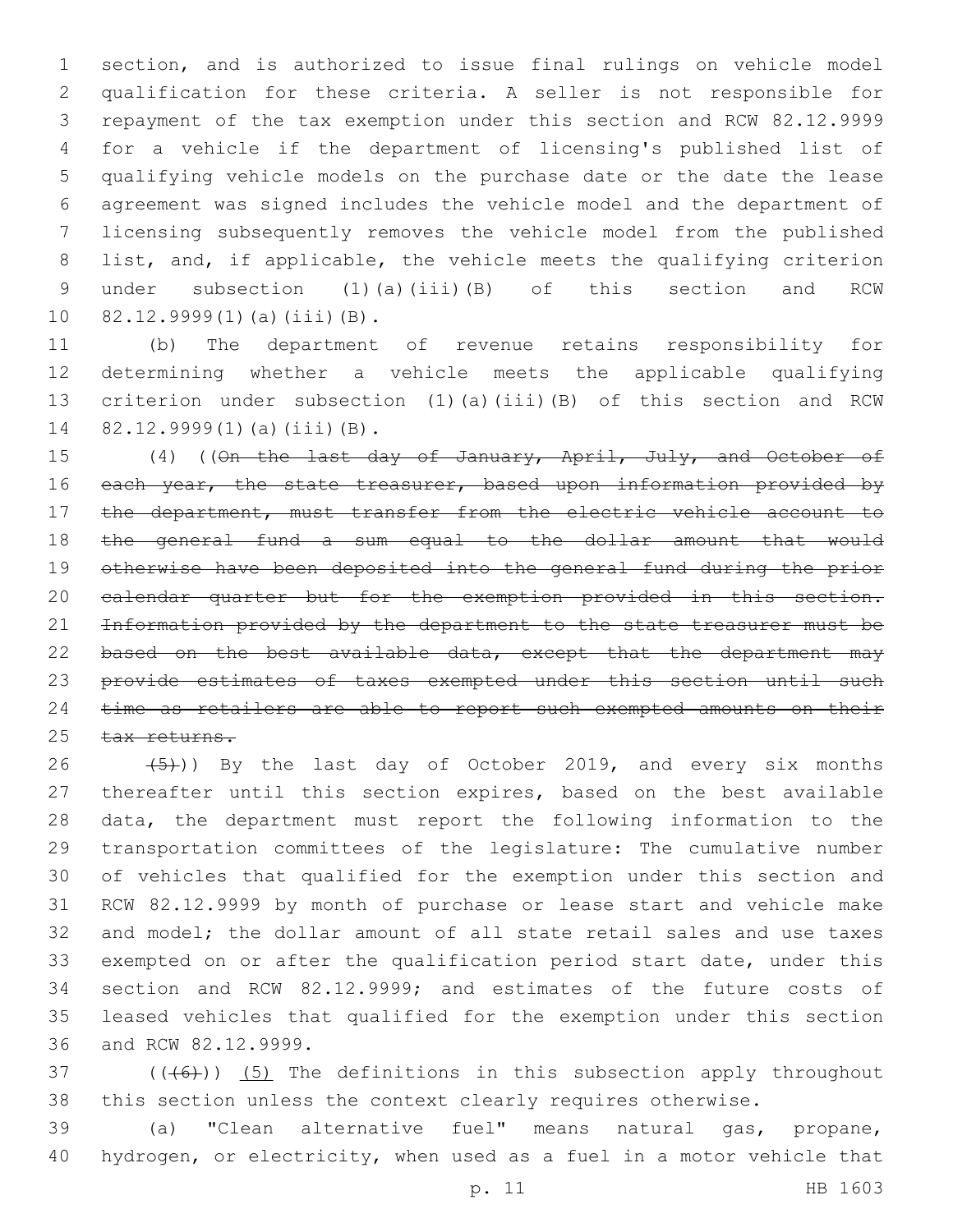section, and is authorized to issue final rulings on vehicle model qualification for these criteria. A seller is not responsible for repayment of the tax exemption under this section and RCW 82.12.9999 for a vehicle if the department of licensing's published list of qualifying vehicle models on the purchase date or the date the lease agreement was signed includes the vehicle model and the department of licensing subsequently removes the vehicle model from the published list, and, if applicable, the vehicle meets the qualifying criterion under subsection (1)(a)(iii)(B) of this section and RCW 82.12.9999(1)(a)(iii)(B).

(b) The department of revenue retains responsibility for determining whether a vehicle meets the applicable qualifying criterion under subsection (1)(a)(iii)(B) of this section and RCW 82.12.9999(1)(a)(iii)(B).

(4) ((~~On the last day of January, April, July, and October of each year, the state treasurer, based upon information provided by the department, must transfer from the electric vehicle account to the general fund a sum equal to the dollar amount that would otherwise have been deposited into the general fund during the prior calendar quarter but for the exemption provided in this section. Information provided by the department to the state treasurer must be based on the best available data, except that the department may provide estimates of taxes exempted under this section until such time as retailers are able to report such exempted amounts on their tax returns.~~

~~(5)~~)) By the last day of October 2019, and every six months thereafter until this section expires, based on the best available data, the department must report the following information to the transportation committees of the legislature: The cumulative number of vehicles that qualified for the exemption under this section and RCW 82.12.9999 by month of purchase or lease start and vehicle make and model; the dollar amount of all state retail sales and use taxes exempted on or after the qualification period start date, under this section and RCW 82.12.9999; and estimates of the future costs of leased vehicles that qualified for the exemption under this section and RCW 82.12.9999.

((~~(6)~~)) (5) The definitions in this subsection apply throughout this section unless the context clearly requires otherwise.

(a) "Clean alternative fuel" means natural gas, propane, hydrogen, or electricity, when used as a fuel in a motor vehicle that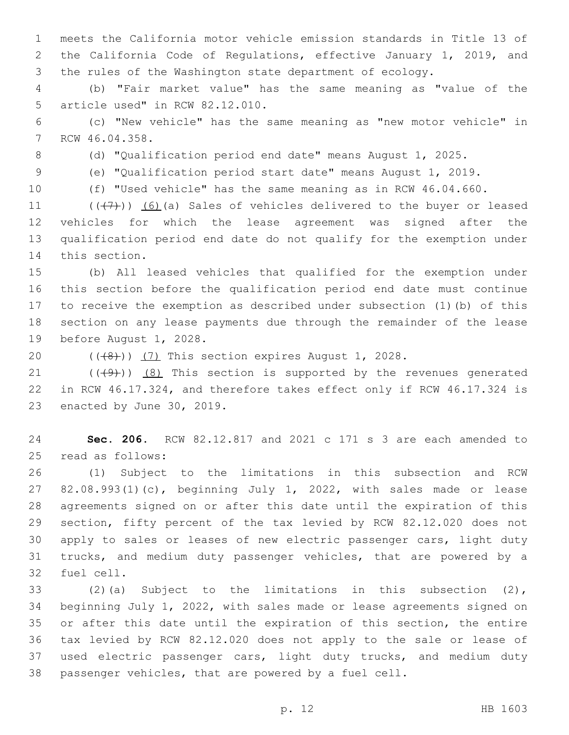meets the California motor vehicle emission standards in Title 13 of the California Code of Regulations, effective January 1, 2019, and the rules of the Washington state department of ecology.

(b) "Fair market value" has the same meaning as "value of the article used" in RCW 82.12.010.

(c) "New vehicle" has the same meaning as "new motor vehicle" in RCW 46.04.358.

(d) "Qualification period end date" means August 1, 2025.

(e) "Qualification period start date" means August 1, 2019.

(f) "Used vehicle" has the same meaning as in RCW 46.04.660.

~~((7))~~ (6)(a) Sales of vehicles delivered to the buyer or leased vehicles for which the lease agreement was signed after the qualification period end date do not qualify for the exemption under this section.

(b) All leased vehicles that qualified for the exemption under this section before the qualification period end date must continue to receive the exemption as described under subsection (1)(b) of this section on any lease payments due through the remainder of the lease before August 1, 2028.

~~((8))~~ (7) This section expires August 1, 2028.

~~((9))~~ (8) This section is supported by the revenues generated in RCW 46.17.324, and therefore takes effect only if RCW 46.17.324 is enacted by June 30, 2019.

**Sec. 206.** RCW 82.12.817 and 2021 c 171 s 3 are each amended to read as follows:

(1) Subject to the limitations in this subsection and RCW 82.08.993(1)(c), beginning July 1, 2022, with sales made or lease agreements signed on or after this date until the expiration of this section, fifty percent of the tax levied by RCW 82.12.020 does not apply to sales or leases of new electric passenger cars, light duty trucks, and medium duty passenger vehicles, that are powered by a fuel cell.

(2)(a) Subject to the limitations in this subsection (2), beginning July 1, 2022, with sales made or lease agreements signed on or after this date until the expiration of this section, the entire tax levied by RCW 82.12.020 does not apply to the sale or lease of used electric passenger cars, light duty trucks, and medium duty passenger vehicles, that are powered by a fuel cell.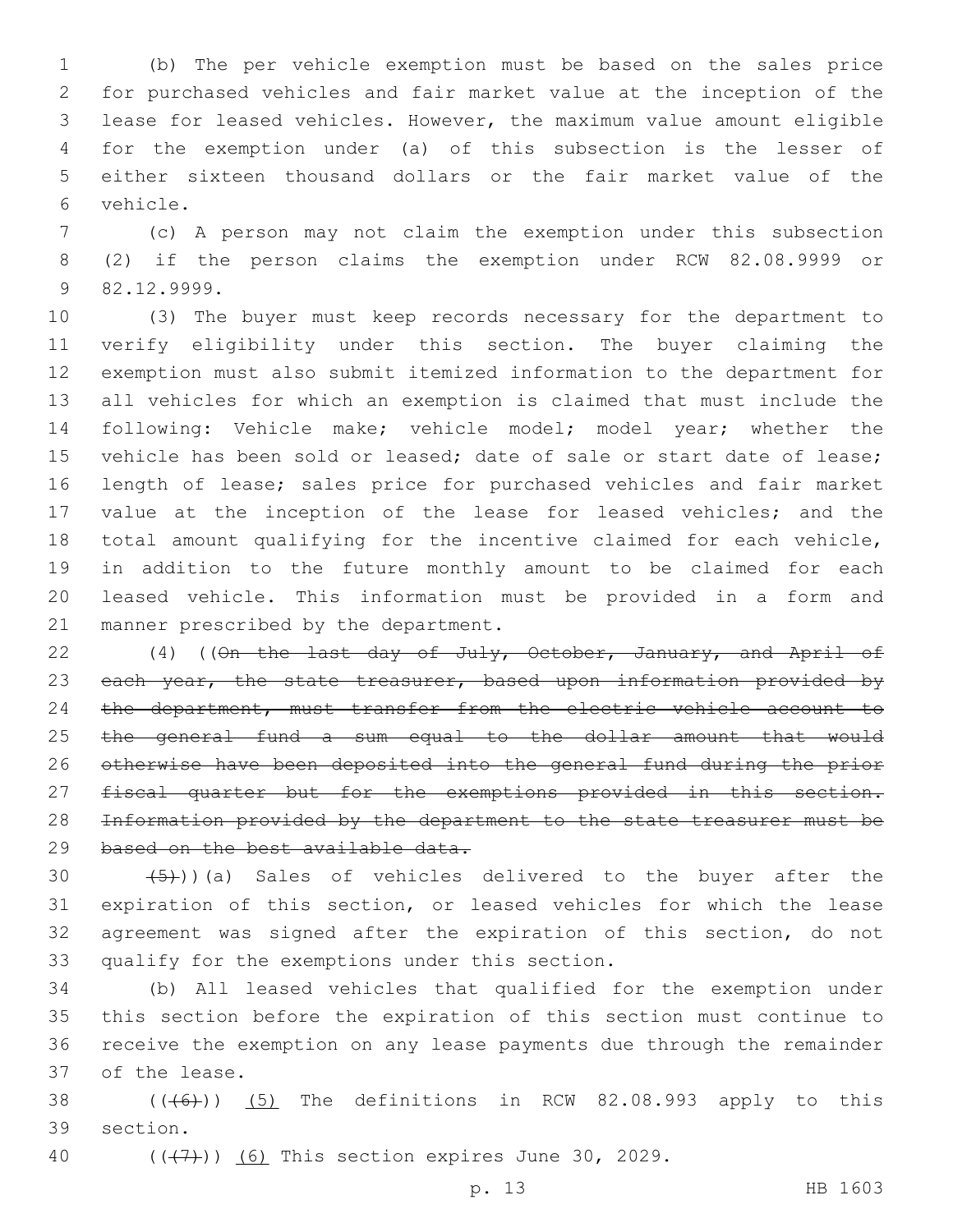(b) The per vehicle exemption must be based on the sales price for purchased vehicles and fair market value at the inception of the lease for leased vehicles. However, the maximum value amount eligible for the exemption under (a) of this subsection is the lesser of either sixteen thousand dollars or the fair market value of the vehicle.

(c) A person may not claim the exemption under this subsection (2) if the person claims the exemption under RCW 82.08.9999 or 82.12.9999.

(3) The buyer must keep records necessary for the department to verify eligibility under this section. The buyer claiming the exemption must also submit itemized information to the department for all vehicles for which an exemption is claimed that must include the following: Vehicle make; vehicle model; model year; whether the vehicle has been sold or leased; date of sale or start date of lease; length of lease; sales price for purchased vehicles and fair market value at the inception of the lease for leased vehicles; and the total amount qualifying for the incentive claimed for each vehicle, in addition to the future monthly amount to be claimed for each leased vehicle. This information must be provided in a form and manner prescribed by the department.

(4) ((~~On the last day of July, October, January, and April of each year, the state treasurer, based upon information provided by the department, must transfer from the electric vehicle account to the general fund a sum equal to the dollar amount that would otherwise have been deposited into the general fund during the prior fiscal quarter but for the exemptions provided in this section. Information provided by the department to the state treasurer must be based on the best available data.~~

~~(5)~~))(a) Sales of vehicles delivered to the buyer after the expiration of this section, or leased vehicles for which the lease agreement was signed after the expiration of this section, do not qualify for the exemptions under this section.

(b) All leased vehicles that qualified for the exemption under this section before the expiration of this section must continue to receive the exemption on any lease payments due through the remainder of the lease.

((~~(6)~~)) <u>(5)</u> The definitions in RCW 82.08.993 apply to this section.

((~~(7)~~)) <u>(6)</u> This section expires June 30, 2029.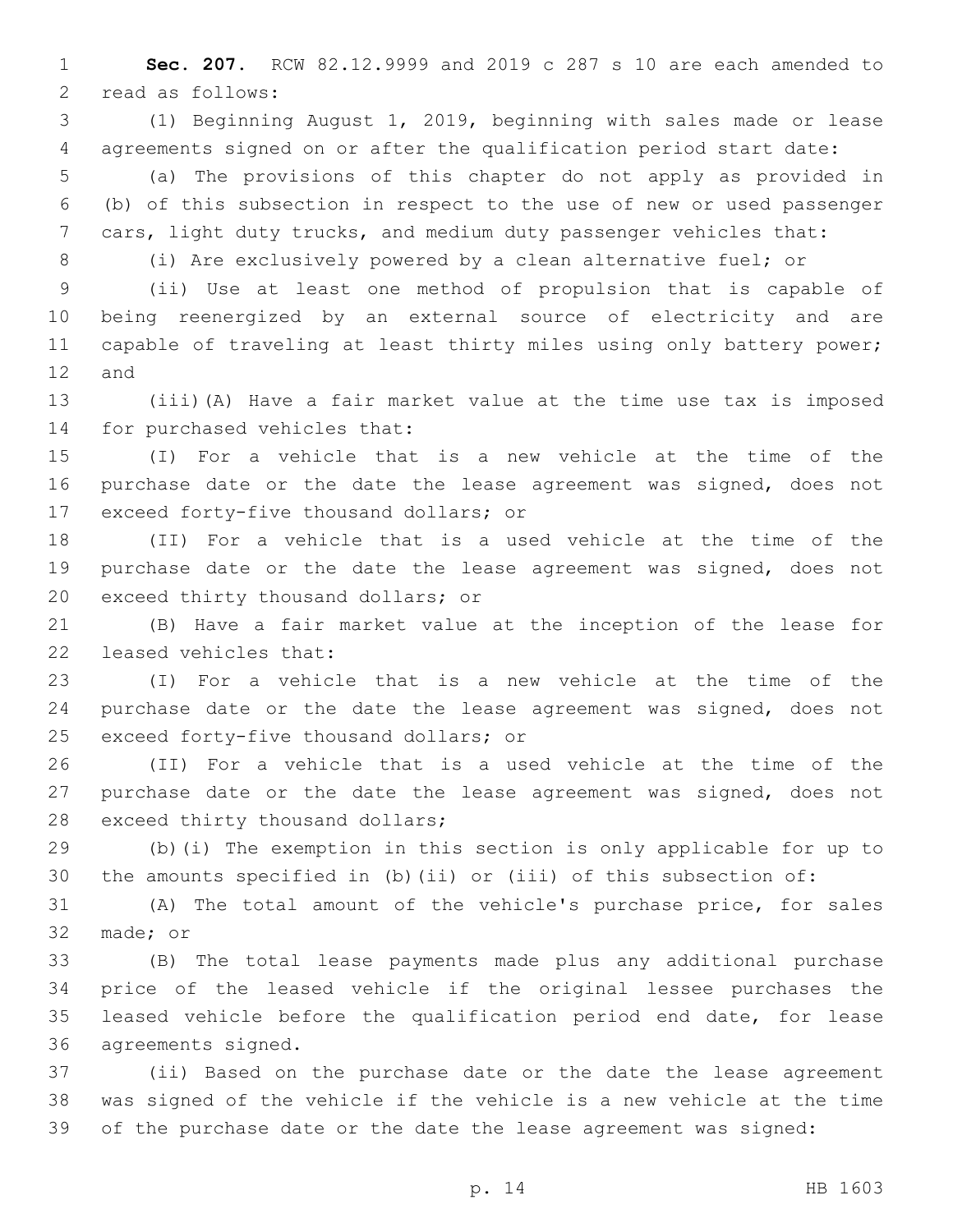**Sec. 207.** RCW 82.12.9999 and 2019 c 287 s 10 are each amended to read as follows:

(1) Beginning August 1, 2019, beginning with sales made or lease agreements signed on or after the qualification period start date:

(a) The provisions of this chapter do not apply as provided in (b) of this subsection in respect to the use of new or used passenger cars, light duty trucks, and medium duty passenger vehicles that:

(i) Are exclusively powered by a clean alternative fuel; or

(ii) Use at least one method of propulsion that is capable of being reenergized by an external source of electricity and are capable of traveling at least thirty miles using only battery power; and

(iii)(A) Have a fair market value at the time use tax is imposed for purchased vehicles that:

(I) For a vehicle that is a new vehicle at the time of the purchase date or the date the lease agreement was signed, does not exceed forty-five thousand dollars; or

(II) For a vehicle that is a used vehicle at the time of the purchase date or the date the lease agreement was signed, does not exceed thirty thousand dollars; or

(B) Have a fair market value at the inception of the lease for leased vehicles that:

(I) For a vehicle that is a new vehicle at the time of the purchase date or the date the lease agreement was signed, does not exceed forty-five thousand dollars; or

(II) For a vehicle that is a used vehicle at the time of the purchase date or the date the lease agreement was signed, does not exceed thirty thousand dollars;

(b)(i) The exemption in this section is only applicable for up to the amounts specified in (b)(ii) or (iii) of this subsection of:

(A) The total amount of the vehicle's purchase price, for sales made; or

(B) The total lease payments made plus any additional purchase price of the leased vehicle if the original lessee purchases the leased vehicle before the qualification period end date, for lease agreements signed.

(ii) Based on the purchase date or the date the lease agreement was signed of the vehicle if the vehicle is a new vehicle at the time of the purchase date or the date the lease agreement was signed: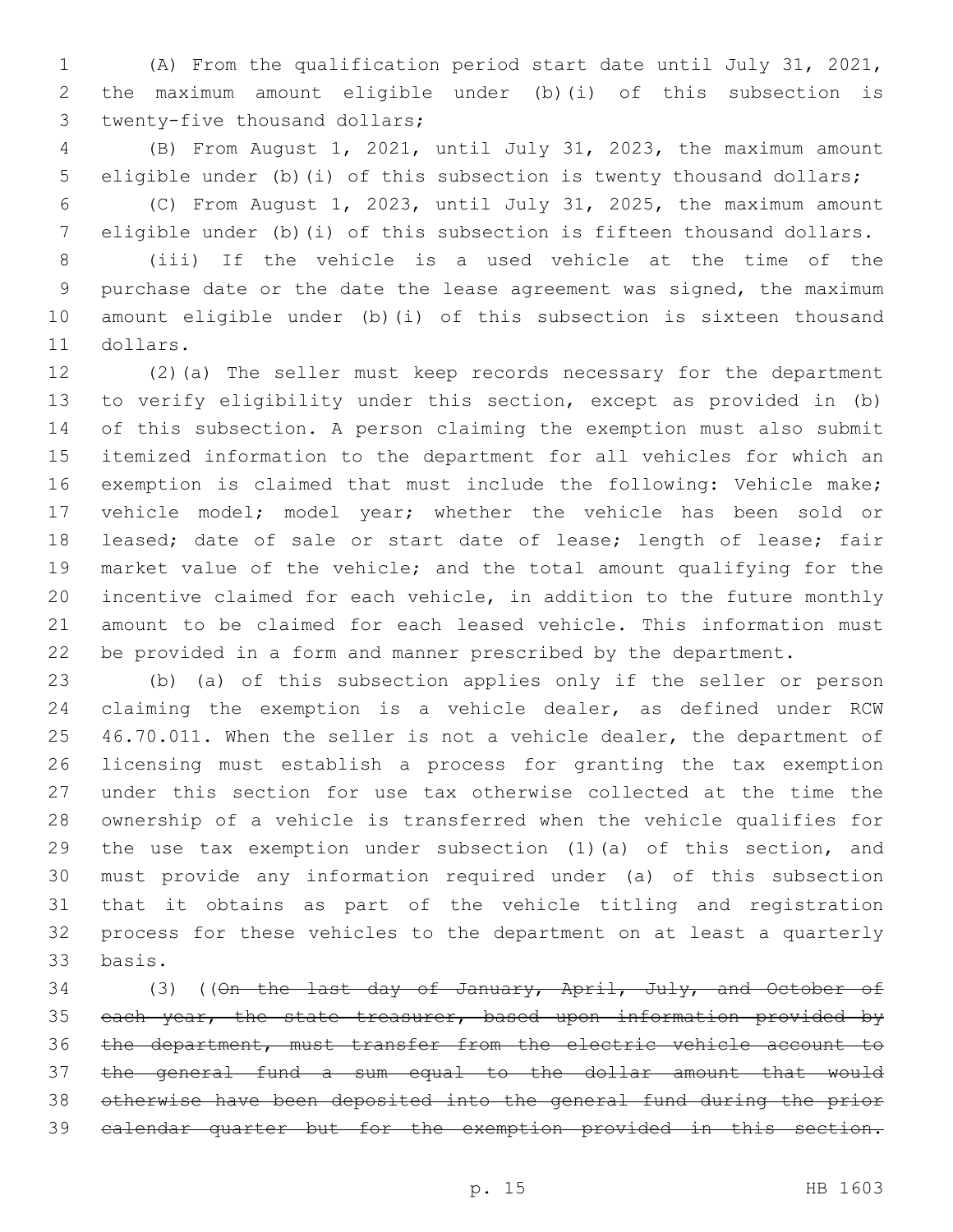(A) From the qualification period start date until July 31, 2021, the maximum amount eligible under (b)(i) of this subsection is twenty-five thousand dollars;

(B) From August 1, 2021, until July 31, 2023, the maximum amount eligible under (b)(i) of this subsection is twenty thousand dollars;

(C) From August 1, 2023, until July 31, 2025, the maximum amount eligible under (b)(i) of this subsection is fifteen thousand dollars.

(iii) If the vehicle is a used vehicle at the time of the purchase date or the date the lease agreement was signed, the maximum amount eligible under (b)(i) of this subsection is sixteen thousand dollars.

(2)(a) The seller must keep records necessary for the department to verify eligibility under this section, except as provided in (b) of this subsection. A person claiming the exemption must also submit itemized information to the department for all vehicles for which an exemption is claimed that must include the following: Vehicle make; vehicle model; model year; whether the vehicle has been sold or leased; date of sale or start date of lease; length of lease; fair market value of the vehicle; and the total amount qualifying for the incentive claimed for each vehicle, in addition to the future monthly amount to be claimed for each leased vehicle. This information must be provided in a form and manner prescribed by the department.

(b) (a) of this subsection applies only if the seller or person claiming the exemption is a vehicle dealer, as defined under RCW 46.70.011. When the seller is not a vehicle dealer, the department of licensing must establish a process for granting the tax exemption under this section for use tax otherwise collected at the time the ownership of a vehicle is transferred when the vehicle qualifies for the use tax exemption under subsection (1)(a) of this section, and must provide any information required under (a) of this subsection that it obtains as part of the vehicle titling and registration process for these vehicles to the department on at least a quarterly basis.

(3) ((~~On the last day of January, April, July, and October of each year, the state treasurer, based upon information provided by the department, must transfer from the electric vehicle account to the general fund a sum equal to the dollar amount that would otherwise have been deposited into the general fund during the prior calendar quarter but for the exemption provided in this section.~~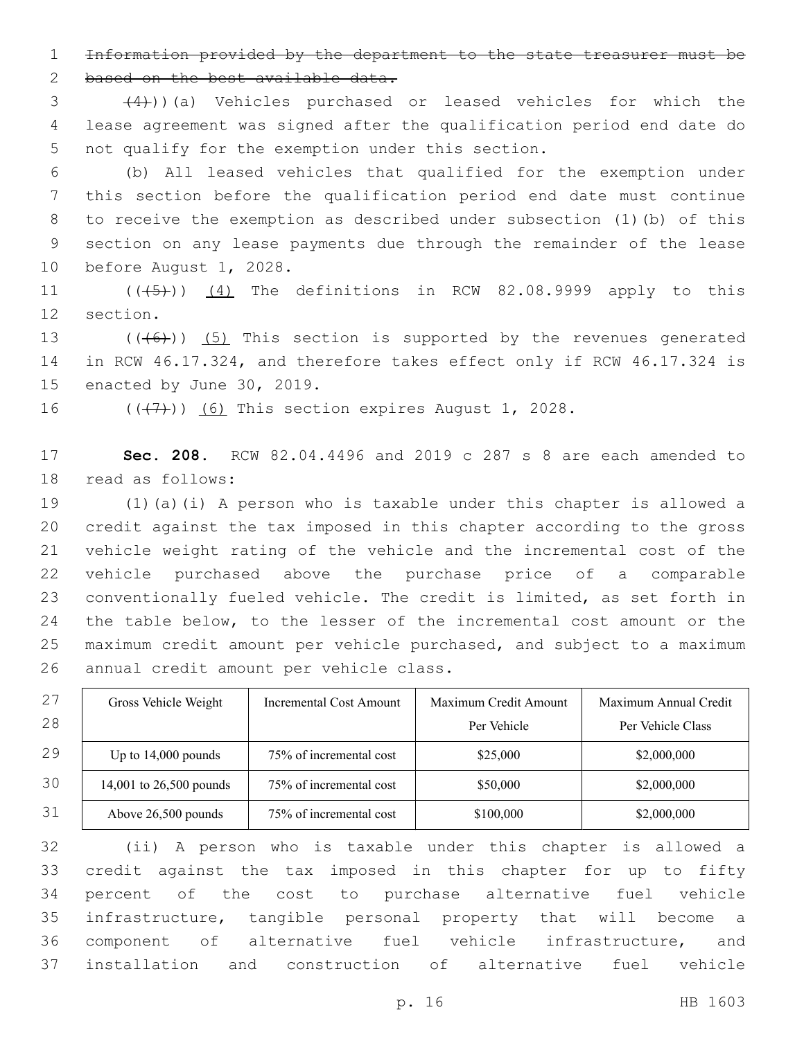~~Information provided by the department to the state treasurer must be based on the best available data.~~

~~(4)~~))(a) Vehicles purchased or leased vehicles for which the lease agreement was signed after the qualification period end date do not qualify for the exemption under this section.

(b) All leased vehicles that qualified for the exemption under this section before the qualification period end date must continue to receive the exemption as described under subsection (1)(b) of this section on any lease payments due through the remainder of the lease before August 1, 2028.

((~~(5)~~)) (4) The definitions in RCW 82.08.9999 apply to this section.

((~~(6)~~)) (5) This section is supported by the revenues generated in RCW 46.17.324, and therefore takes effect only if RCW 46.17.324 is enacted by June 30, 2019.

((~~(7)~~)) (6) This section expires August 1, 2028.

**Sec. 208.** RCW 82.04.4496 and 2019 c 287 s 8 are each amended to read as follows:

(1)(a)(i) A person who is taxable under this chapter is allowed a credit against the tax imposed in this chapter according to the gross vehicle weight rating of the vehicle and the incremental cost of the vehicle purchased above the purchase price of a comparable conventionally fueled vehicle. The credit is limited, as set forth in the table below, to the lesser of the incremental cost amount or the maximum credit amount per vehicle purchased, and subject to a maximum annual credit amount per vehicle class.

| Gross Vehicle Weight | Incremental Cost Amount | Maximum Credit Amount Per Vehicle | Maximum Annual Credit Per Vehicle Class |
|---|---|---|---|
| Up to 14,000 pounds | 75% of incremental cost | $25,000 | $2,000,000 |
| 14,001 to 26,500 pounds | 75% of incremental cost | $50,000 | $2,000,000 |
| Above 26,500 pounds | 75% of incremental cost | $100,000 | $2,000,000 |

(ii) A person who is taxable under this chapter is allowed a credit against the tax imposed in this chapter for up to fifty percent of the cost to purchase alternative fuel vehicle infrastructure, tangible personal property that will become a component of alternative fuel vehicle infrastructure, and installation and construction of alternative fuel vehicle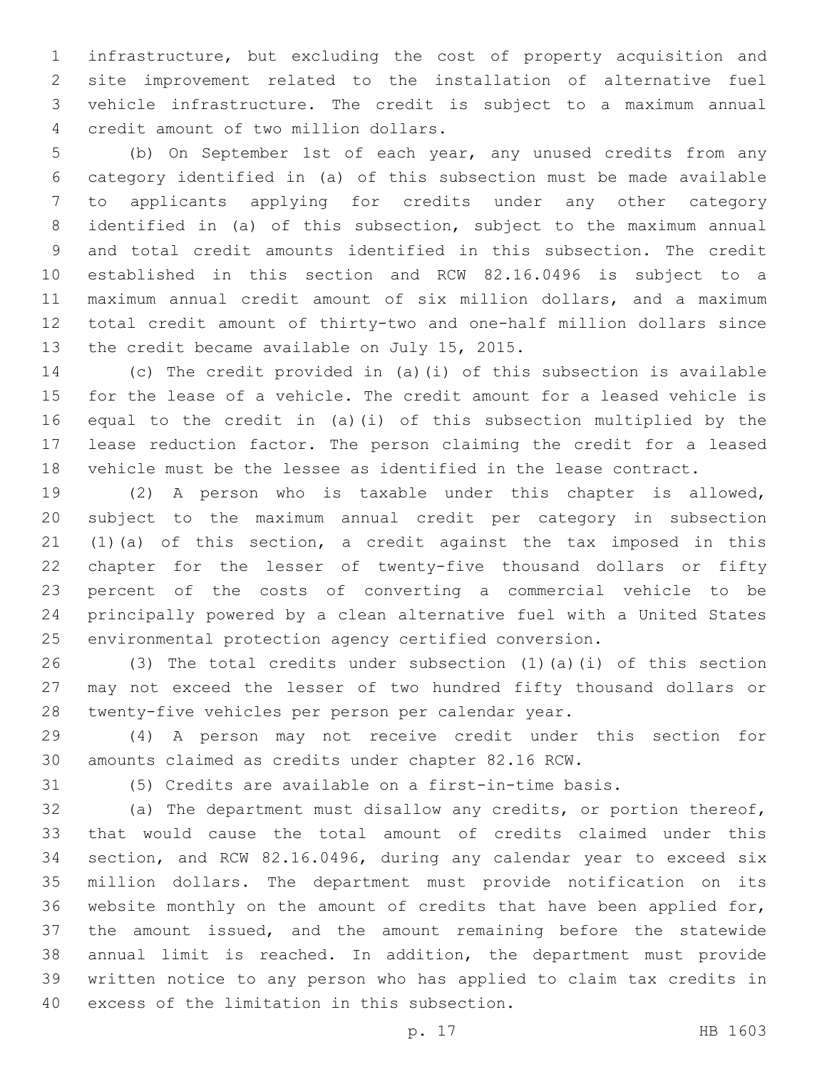infrastructure, but excluding the cost of property acquisition and site improvement related to the installation of alternative fuel vehicle infrastructure. The credit is subject to a maximum annual credit amount of two million dollars.

(b) On September 1st of each year, any unused credits from any category identified in (a) of this subsection must be made available to applicants applying for credits under any other category identified in (a) of this subsection, subject to the maximum annual and total credit amounts identified in this subsection. The credit established in this section and RCW 82.16.0496 is subject to a maximum annual credit amount of six million dollars, and a maximum total credit amount of thirty-two and one-half million dollars since the credit became available on July 15, 2015.

(c) The credit provided in (a)(i) of this subsection is available for the lease of a vehicle. The credit amount for a leased vehicle is equal to the credit in (a)(i) of this subsection multiplied by the lease reduction factor. The person claiming the credit for a leased vehicle must be the lessee as identified in the lease contract.

(2) A person who is taxable under this chapter is allowed, subject to the maximum annual credit per category in subsection (1)(a) of this section, a credit against the tax imposed in this chapter for the lesser of twenty-five thousand dollars or fifty percent of the costs of converting a commercial vehicle to be principally powered by a clean alternative fuel with a United States environmental protection agency certified conversion.

(3) The total credits under subsection (1)(a)(i) of this section may not exceed the lesser of two hundred fifty thousand dollars or twenty-five vehicles per person per calendar year.

(4) A person may not receive credit under this section for amounts claimed as credits under chapter 82.16 RCW.

(5) Credits are available on a first-in-time basis.

(a) The department must disallow any credits, or portion thereof, that would cause the total amount of credits claimed under this section, and RCW 82.16.0496, during any calendar year to exceed six million dollars. The department must provide notification on its website monthly on the amount of credits that have been applied for, the amount issued, and the amount remaining before the statewide annual limit is reached. In addition, the department must provide written notice to any person who has applied to claim tax credits in excess of the limitation in this subsection.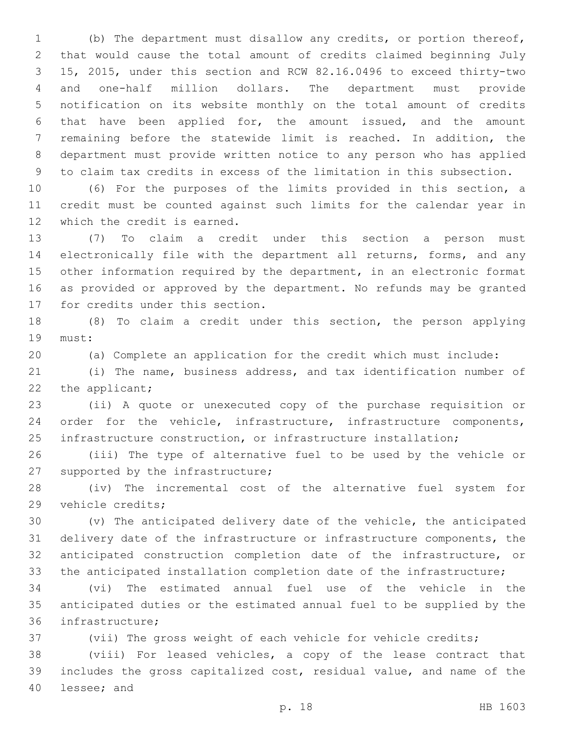(b) The department must disallow any credits, or portion thereof, that would cause the total amount of credits claimed beginning July 15, 2015, under this section and RCW 82.16.0496 to exceed thirty-two and one-half million dollars. The department must provide notification on its website monthly on the total amount of credits that have been applied for, the amount issued, and the amount remaining before the statewide limit is reached. In addition, the department must provide written notice to any person who has applied to claim tax credits in excess of the limitation in this subsection.

(6) For the purposes of the limits provided in this section, a credit must be counted against such limits for the calendar year in which the credit is earned.

(7) To claim a credit under this section a person must electronically file with the department all returns, forms, and any other information required by the department, in an electronic format as provided or approved by the department. No refunds may be granted for credits under this section.

(8) To claim a credit under this section, the person applying must:

(a) Complete an application for the credit which must include:

(i) The name, business address, and tax identification number of the applicant;

(ii) A quote or unexecuted copy of the purchase requisition or order for the vehicle, infrastructure, infrastructure components, infrastructure construction, or infrastructure installation;

(iii) The type of alternative fuel to be used by the vehicle or supported by the infrastructure;

(iv) The incremental cost of the alternative fuel system for vehicle credits;

(v) The anticipated delivery date of the vehicle, the anticipated delivery date of the infrastructure or infrastructure components, the anticipated construction completion date of the infrastructure, or the anticipated installation completion date of the infrastructure;

(vi) The estimated annual fuel use of the vehicle in the anticipated duties or the estimated annual fuel to be supplied by the infrastructure;

(vii) The gross weight of each vehicle for vehicle credits;

(viii) For leased vehicles, a copy of the lease contract that includes the gross capitalized cost, residual value, and name of the lessee; and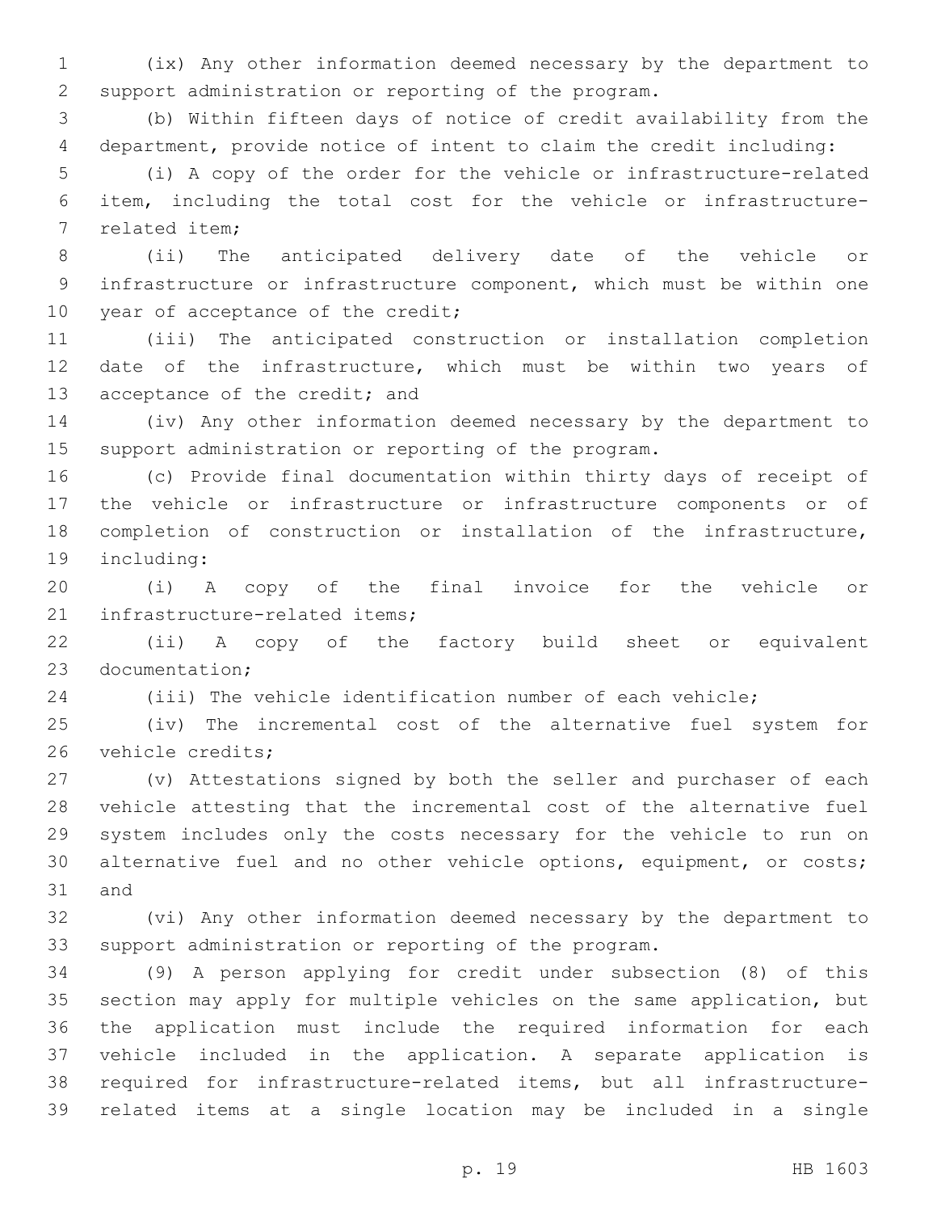(ix) Any other information deemed necessary by the department to support administration or reporting of the program.

(b) Within fifteen days of notice of credit availability from the department, provide notice of intent to claim the credit including:

(i) A copy of the order for the vehicle or infrastructure-related item, including the total cost for the vehicle or infrastructure-related item;

(ii) The anticipated delivery date of the vehicle or infrastructure or infrastructure component, which must be within one year of acceptance of the credit;

(iii) The anticipated construction or installation completion date of the infrastructure, which must be within two years of acceptance of the credit; and

(iv) Any other information deemed necessary by the department to support administration or reporting of the program.

(c) Provide final documentation within thirty days of receipt of the vehicle or infrastructure or infrastructure components or of completion of construction or installation of the infrastructure, including:

(i) A copy of the final invoice for the vehicle or infrastructure-related items;

(ii) A copy of the factory build sheet or equivalent documentation;

(iii) The vehicle identification number of each vehicle;

(iv) The incremental cost of the alternative fuel system for vehicle credits;

(v) Attestations signed by both the seller and purchaser of each vehicle attesting that the incremental cost of the alternative fuel system includes only the costs necessary for the vehicle to run on alternative fuel and no other vehicle options, equipment, or costs; and

(vi) Any other information deemed necessary by the department to support administration or reporting of the program.

(9) A person applying for credit under subsection (8) of this section may apply for multiple vehicles on the same application, but the application must include the required information for each vehicle included in the application. A separate application is required for infrastructure-related items, but all infrastructure-related items at a single location may be included in a single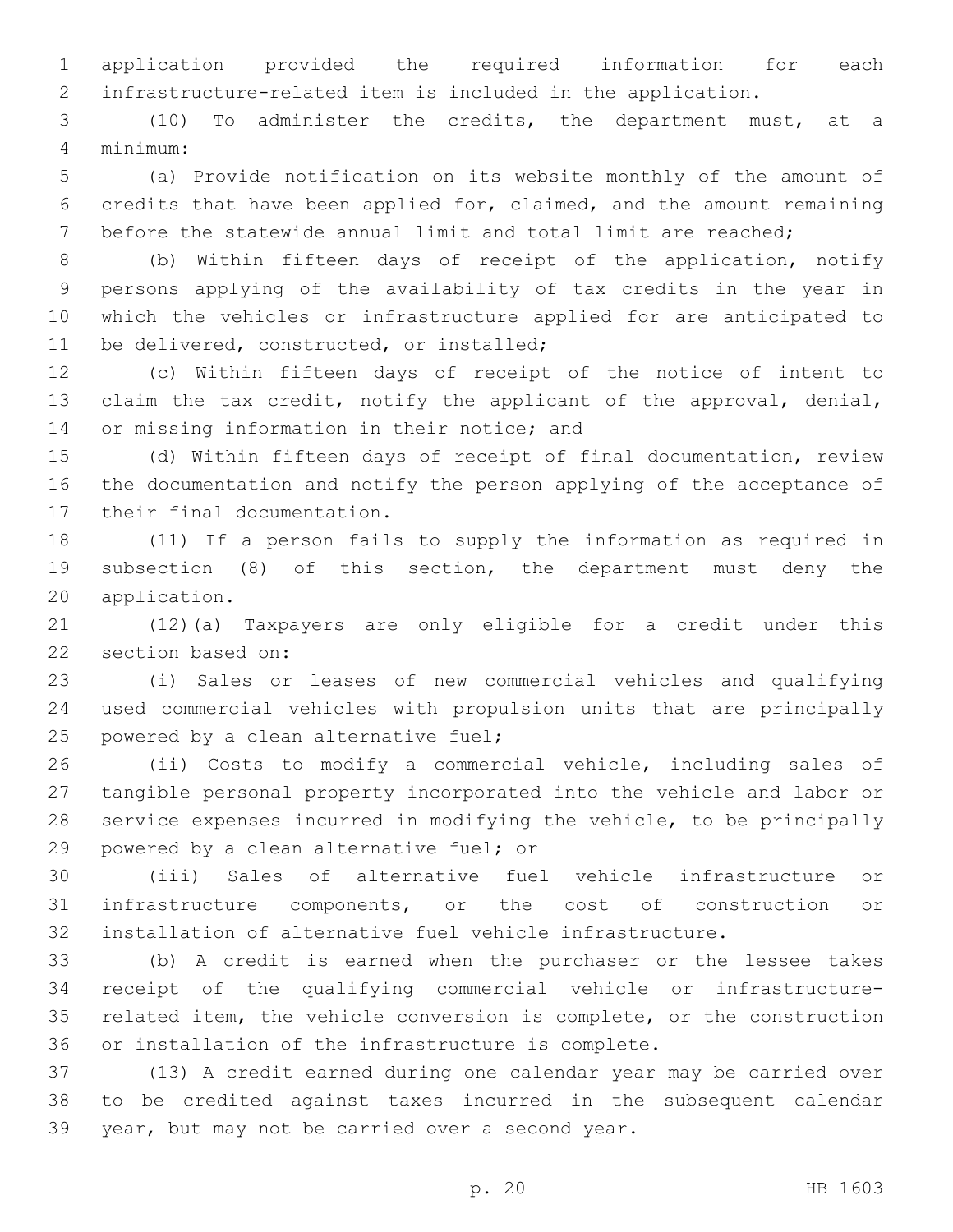application provided the required information for each infrastructure-related item is included in the application.

(10) To administer the credits, the department must, at a minimum:

(a) Provide notification on its website monthly of the amount of credits that have been applied for, claimed, and the amount remaining before the statewide annual limit and total limit are reached;

(b) Within fifteen days of receipt of the application, notify persons applying of the availability of tax credits in the year in which the vehicles or infrastructure applied for are anticipated to be delivered, constructed, or installed;

(c) Within fifteen days of receipt of the notice of intent to claim the tax credit, notify the applicant of the approval, denial, or missing information in their notice; and

(d) Within fifteen days of receipt of final documentation, review the documentation and notify the person applying of the acceptance of their final documentation.

(11) If a person fails to supply the information as required in subsection (8) of this section, the department must deny the application.

(12)(a) Taxpayers are only eligible for a credit under this section based on:

(i) Sales or leases of new commercial vehicles and qualifying used commercial vehicles with propulsion units that are principally powered by a clean alternative fuel;

(ii) Costs to modify a commercial vehicle, including sales of tangible personal property incorporated into the vehicle and labor or service expenses incurred in modifying the vehicle, to be principally powered by a clean alternative fuel; or

(iii) Sales of alternative fuel vehicle infrastructure or infrastructure components, or the cost of construction or installation of alternative fuel vehicle infrastructure.

(b) A credit is earned when the purchaser or the lessee takes receipt of the qualifying commercial vehicle or infrastructure-related item, the vehicle conversion is complete, or the construction or installation of the infrastructure is complete.

(13) A credit earned during one calendar year may be carried over to be credited against taxes incurred in the subsequent calendar year, but may not be carried over a second year.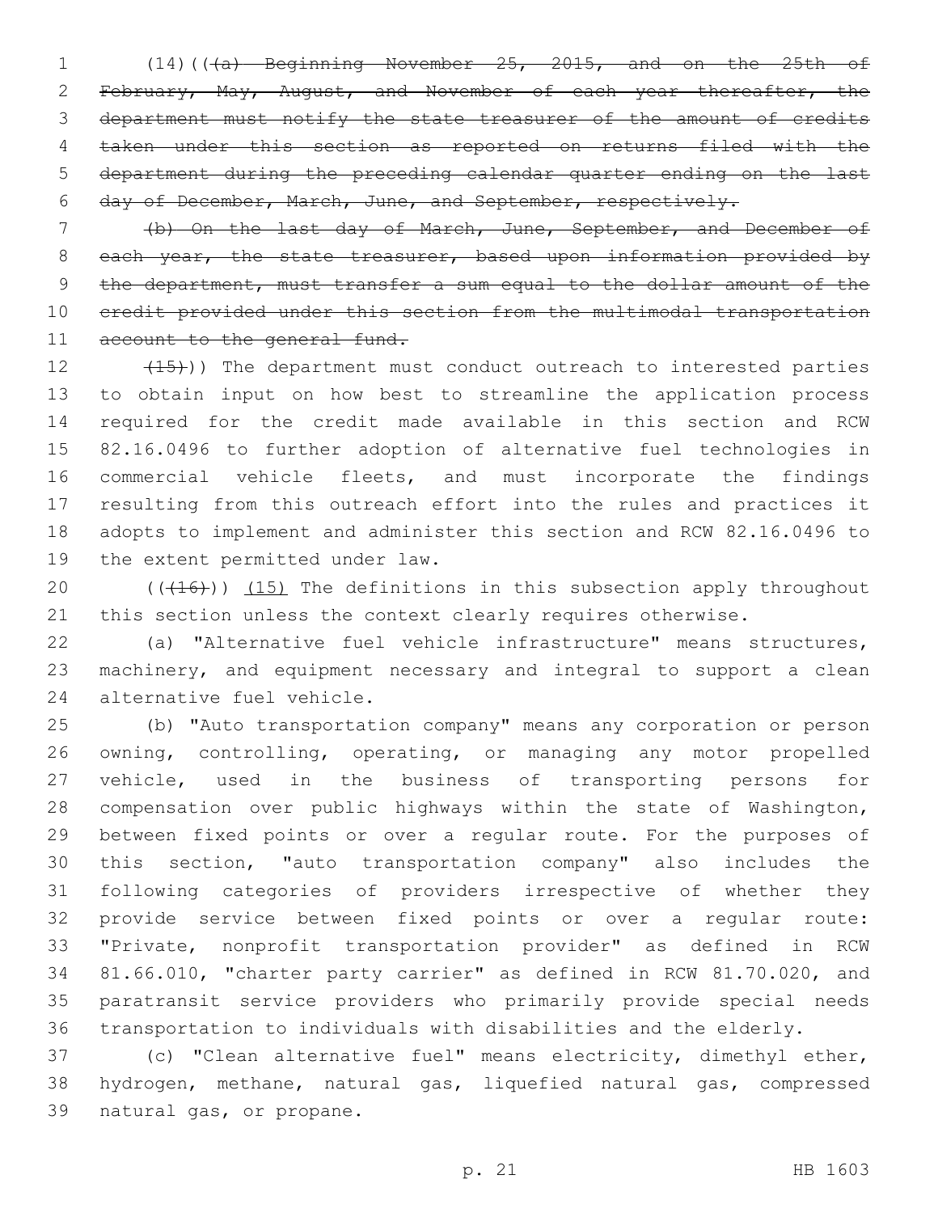(14)((~~(a) Beginning November 25, 2015, and on the 25th of February, May, August, and November of each year thereafter, the department must notify the state treasurer of the amount of credits taken under this section as reported on returns filed with the department during the preceding calendar quarter ending on the last day of December, March, June, and September, respectively.~~

~~(b) On the last day of March, June, September, and December of each year, the state treasurer, based upon information provided by the department, must transfer a sum equal to the dollar amount of the credit provided under this section from the multimodal transportation account to the general fund.~~

~~(15)~~)) The department must conduct outreach to interested parties to obtain input on how best to streamline the application process required for the credit made available in this section and RCW 82.16.0496 to further adoption of alternative fuel technologies in commercial vehicle fleets, and must incorporate the findings resulting from this outreach effort into the rules and practices it adopts to implement and administer this section and RCW 82.16.0496 to the extent permitted under law.

((~~(16)~~)) (15) The definitions in this subsection apply throughout this section unless the context clearly requires otherwise.

(a) "Alternative fuel vehicle infrastructure" means structures, machinery, and equipment necessary and integral to support a clean alternative fuel vehicle.

(b) "Auto transportation company" means any corporation or person owning, controlling, operating, or managing any motor propelled vehicle, used in the business of transporting persons for compensation over public highways within the state of Washington, between fixed points or over a regular route. For the purposes of this section, "auto transportation company" also includes the following categories of providers irrespective of whether they provide service between fixed points or over a regular route: "Private, nonprofit transportation provider" as defined in RCW 81.66.010, "charter party carrier" as defined in RCW 81.70.020, and paratransit service providers who primarily provide special needs transportation to individuals with disabilities and the elderly.

(c) "Clean alternative fuel" means electricity, dimethyl ether, hydrogen, methane, natural gas, liquefied natural gas, compressed natural gas, or propane.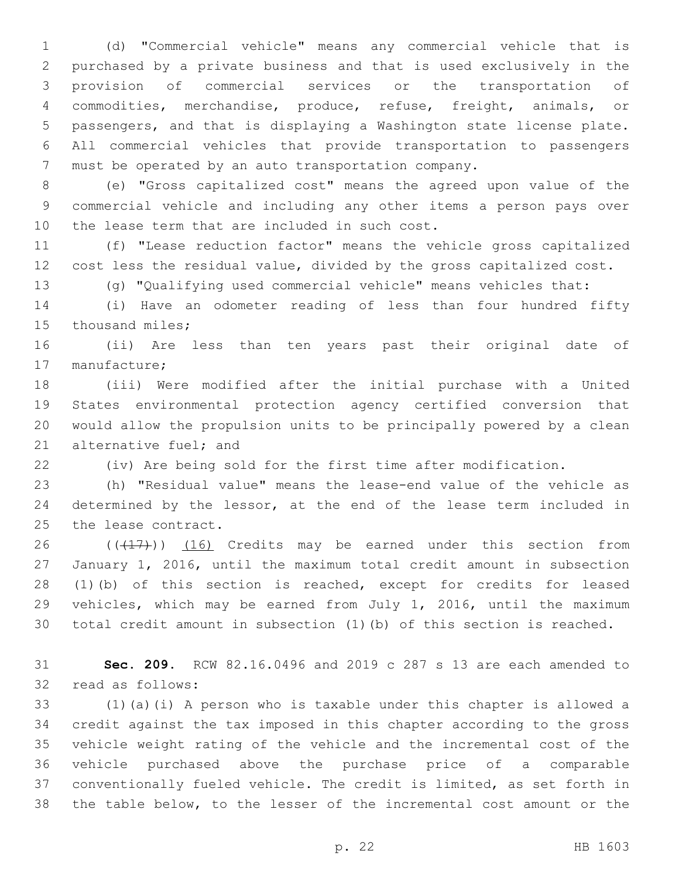(d) "Commercial vehicle" means any commercial vehicle that is purchased by a private business and that is used exclusively in the provision of commercial services or the transportation of commodities, merchandise, produce, refuse, freight, animals, or passengers, and that is displaying a Washington state license plate. All commercial vehicles that provide transportation to passengers must be operated by an auto transportation company.

(e) "Gross capitalized cost" means the agreed upon value of the commercial vehicle and including any other items a person pays over the lease term that are included in such cost.

(f) "Lease reduction factor" means the vehicle gross capitalized cost less the residual value, divided by the gross capitalized cost.

(g) "Qualifying used commercial vehicle" means vehicles that:

(i) Have an odometer reading of less than four hundred fifty thousand miles;

(ii) Are less than ten years past their original date of manufacture;

(iii) Were modified after the initial purchase with a United States environmental protection agency certified conversion that would allow the propulsion units to be principally powered by a clean alternative fuel; and

(iv) Are being sold for the first time after modification.

(h) "Residual value" means the lease-end value of the vehicle as determined by the lessor, at the end of the lease term included in the lease contract.

~~((17))~~ (16) Credits may be earned under this section from January 1, 2016, until the maximum total credit amount in subsection (1)(b) of this section is reached, except for credits for leased vehicles, which may be earned from July 1, 2016, until the maximum total credit amount in subsection (1)(b) of this section is reached.

**Sec. 209.** RCW 82.16.0496 and 2019 c 287 s 13 are each amended to read as follows:

(1)(a)(i) A person who is taxable under this chapter is allowed a credit against the tax imposed in this chapter according to the gross vehicle weight rating of the vehicle and the incremental cost of the vehicle purchased above the purchase price of a comparable conventionally fueled vehicle. The credit is limited, as set forth in the table below, to the lesser of the incremental cost amount or the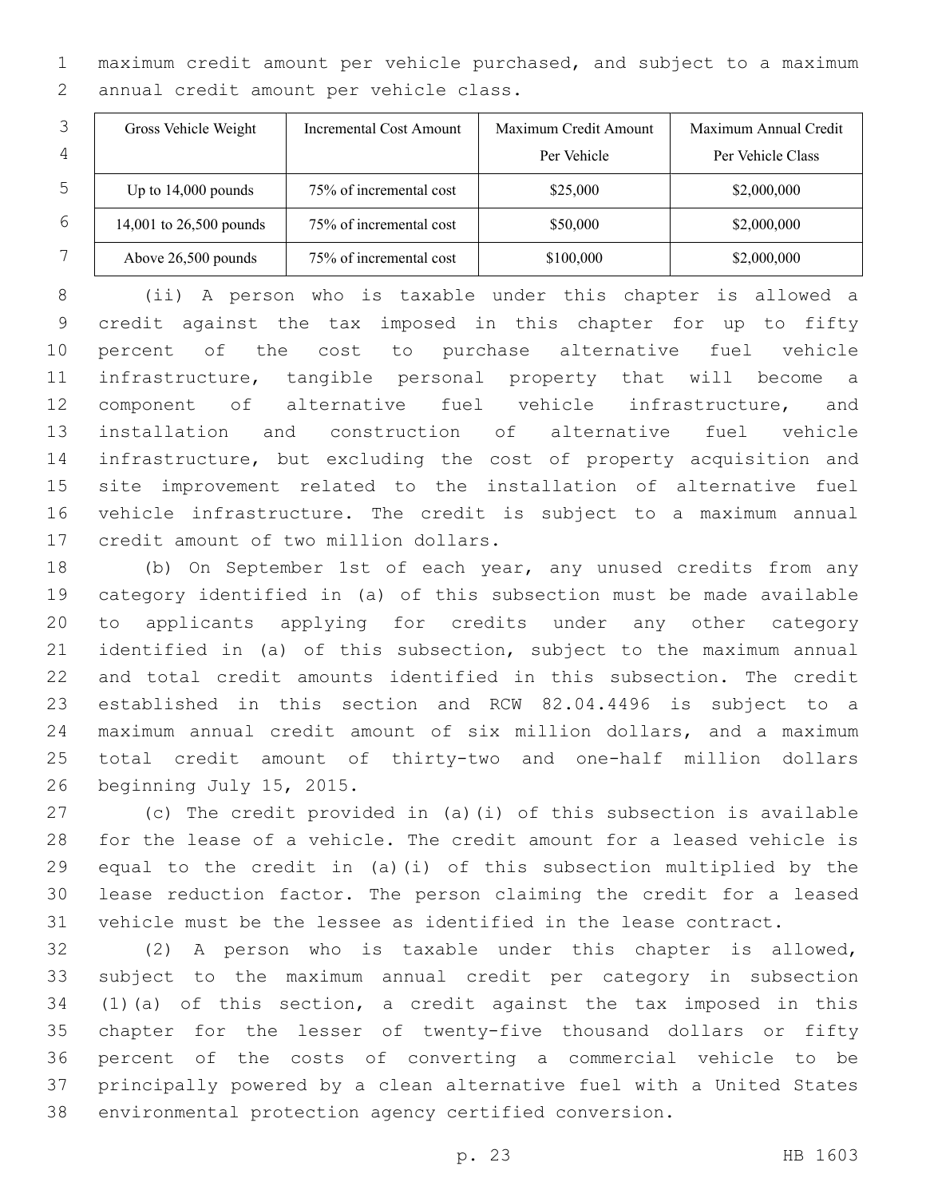maximum credit amount per vehicle purchased, and subject to a maximum annual credit amount per vehicle class.

| Gross Vehicle Weight | Incremental Cost Amount | Maximum Credit Amount Per Vehicle | Maximum Annual Credit Per Vehicle Class |
| --- | --- | --- | --- |
| Up to 14,000 pounds | 75% of incremental cost | $25,000 | $2,000,000 |
| 14,001 to 26,500 pounds | 75% of incremental cost | $50,000 | $2,000,000 |
| Above 26,500 pounds | 75% of incremental cost | $100,000 | $2,000,000 |

(ii) A person who is taxable under this chapter is allowed a credit against the tax imposed in this chapter for up to fifty percent of the cost to purchase alternative fuel vehicle infrastructure, tangible personal property that will become a component of alternative fuel vehicle infrastructure, and installation and construction of alternative fuel vehicle infrastructure, but excluding the cost of property acquisition and site improvement related to the installation of alternative fuel vehicle infrastructure. The credit is subject to a maximum annual credit amount of two million dollars.

(b) On September 1st of each year, any unused credits from any category identified in (a) of this subsection must be made available to applicants applying for credits under any other category identified in (a) of this subsection, subject to the maximum annual and total credit amounts identified in this subsection. The credit established in this section and RCW 82.04.4496 is subject to a maximum annual credit amount of six million dollars, and a maximum total credit amount of thirty-two and one-half million dollars beginning July 15, 2015.

(c) The credit provided in (a)(i) of this subsection is available for the lease of a vehicle. The credit amount for a leased vehicle is equal to the credit in (a)(i) of this subsection multiplied by the lease reduction factor. The person claiming the credit for a leased vehicle must be the lessee as identified in the lease contract.

(2) A person who is taxable under this chapter is allowed, subject to the maximum annual credit per category in subsection (1)(a) of this section, a credit against the tax imposed in this chapter for the lesser of twenty-five thousand dollars or fifty percent of the costs of converting a commercial vehicle to be principally powered by a clean alternative fuel with a United States environmental protection agency certified conversion.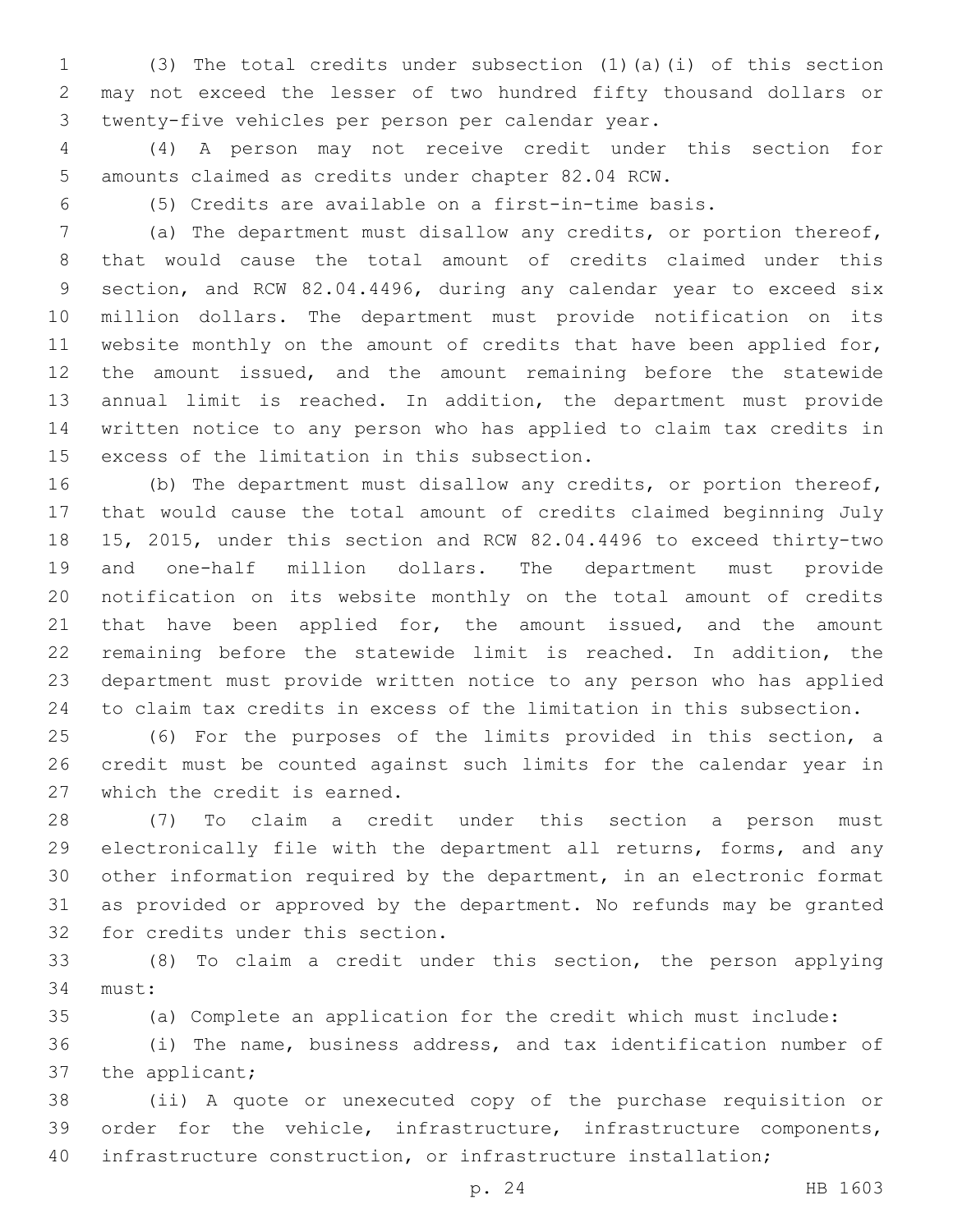(3) The total credits under subsection (1)(a)(i) of this section may not exceed the lesser of two hundred fifty thousand dollars or twenty-five vehicles per person per calendar year.

(4) A person may not receive credit under this section for amounts claimed as credits under chapter 82.04 RCW.

(5) Credits are available on a first-in-time basis.

(a) The department must disallow any credits, or portion thereof, that would cause the total amount of credits claimed under this section, and RCW 82.04.4496, during any calendar year to exceed six million dollars. The department must provide notification on its website monthly on the amount of credits that have been applied for, the amount issued, and the amount remaining before the statewide annual limit is reached. In addition, the department must provide written notice to any person who has applied to claim tax credits in excess of the limitation in this subsection.

(b) The department must disallow any credits, or portion thereof, that would cause the total amount of credits claimed beginning July 15, 2015, under this section and RCW 82.04.4496 to exceed thirty-two and one-half million dollars. The department must provide notification on its website monthly on the total amount of credits that have been applied for, the amount issued, and the amount remaining before the statewide limit is reached. In addition, the department must provide written notice to any person who has applied to claim tax credits in excess of the limitation in this subsection.

(6) For the purposes of the limits provided in this section, a credit must be counted against such limits for the calendar year in which the credit is earned.

(7) To claim a credit under this section a person must electronically file with the department all returns, forms, and any other information required by the department, in an electronic format as provided or approved by the department. No refunds may be granted for credits under this section.

(8) To claim a credit under this section, the person applying must:

(a) Complete an application for the credit which must include:

(i) The name, business address, and tax identification number of the applicant;

(ii) A quote or unexecuted copy of the purchase requisition or order for the vehicle, infrastructure, infrastructure components, infrastructure construction, or infrastructure installation;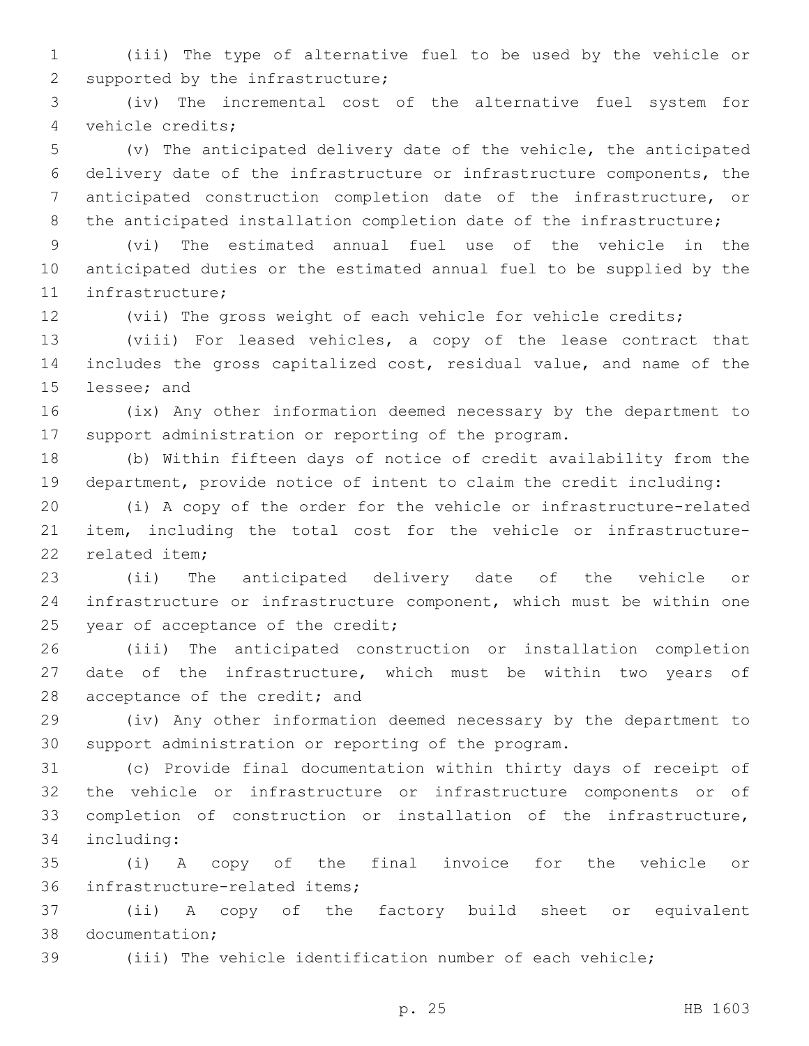(iii) The type of alternative fuel to be used by the vehicle or supported by the infrastructure;

(iv) The incremental cost of the alternative fuel system for vehicle credits;

(v) The anticipated delivery date of the vehicle, the anticipated delivery date of the infrastructure or infrastructure components, the anticipated construction completion date of the infrastructure, or the anticipated installation completion date of the infrastructure;

(vi) The estimated annual fuel use of the vehicle in the anticipated duties or the estimated annual fuel to be supplied by the infrastructure;

(vii) The gross weight of each vehicle for vehicle credits;

(viii) For leased vehicles, a copy of the lease contract that includes the gross capitalized cost, residual value, and name of the lessee; and

(ix) Any other information deemed necessary by the department to support administration or reporting of the program.

(b) Within fifteen days of notice of credit availability from the department, provide notice of intent to claim the credit including:

(i) A copy of the order for the vehicle or infrastructure-related item, including the total cost for the vehicle or infrastructure-related item;

(ii) The anticipated delivery date of the vehicle or infrastructure or infrastructure component, which must be within one year of acceptance of the credit;

(iii) The anticipated construction or installation completion date of the infrastructure, which must be within two years of acceptance of the credit; and

(iv) Any other information deemed necessary by the department to support administration or reporting of the program.

(c) Provide final documentation within thirty days of receipt of the vehicle or infrastructure or infrastructure components or of completion of construction or installation of the infrastructure, including:

(i) A copy of the final invoice for the vehicle or infrastructure-related items;

(ii) A copy of the factory build sheet or equivalent documentation;

(iii) The vehicle identification number of each vehicle;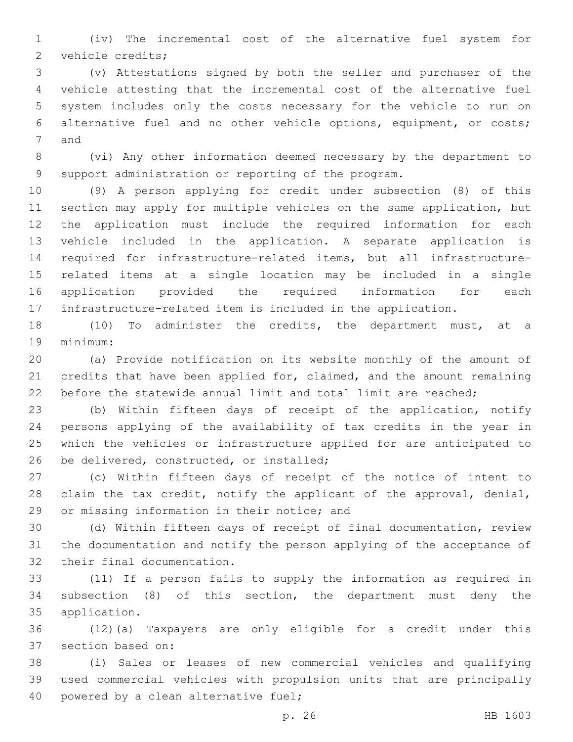(iv) The incremental cost of the alternative fuel system for vehicle credits;

(v) Attestations signed by both the seller and purchaser of the vehicle attesting that the incremental cost of the alternative fuel system includes only the costs necessary for the vehicle to run on alternative fuel and no other vehicle options, equipment, or costs; and

(vi) Any other information deemed necessary by the department to support administration or reporting of the program.

(9) A person applying for credit under subsection (8) of this section may apply for multiple vehicles on the same application, but the application must include the required information for each vehicle included in the application. A separate application is required for infrastructure-related items, but all infrastructure-related items at a single location may be included in a single application provided the required information for each infrastructure-related item is included in the application.

(10) To administer the credits, the department must, at a minimum:

(a) Provide notification on its website monthly of the amount of credits that have been applied for, claimed, and the amount remaining before the statewide annual limit and total limit are reached;

(b) Within fifteen days of receipt of the application, notify persons applying of the availability of tax credits in the year in which the vehicles or infrastructure applied for are anticipated to be delivered, constructed, or installed;

(c) Within fifteen days of receipt of the notice of intent to claim the tax credit, notify the applicant of the approval, denial, or missing information in their notice; and

(d) Within fifteen days of receipt of final documentation, review the documentation and notify the person applying of the acceptance of their final documentation.

(11) If a person fails to supply the information as required in subsection (8) of this section, the department must deny the application.

(12)(a) Taxpayers are only eligible for a credit under this section based on:

(i) Sales or leases of new commercial vehicles and qualifying used commercial vehicles with propulsion units that are principally powered by a clean alternative fuel;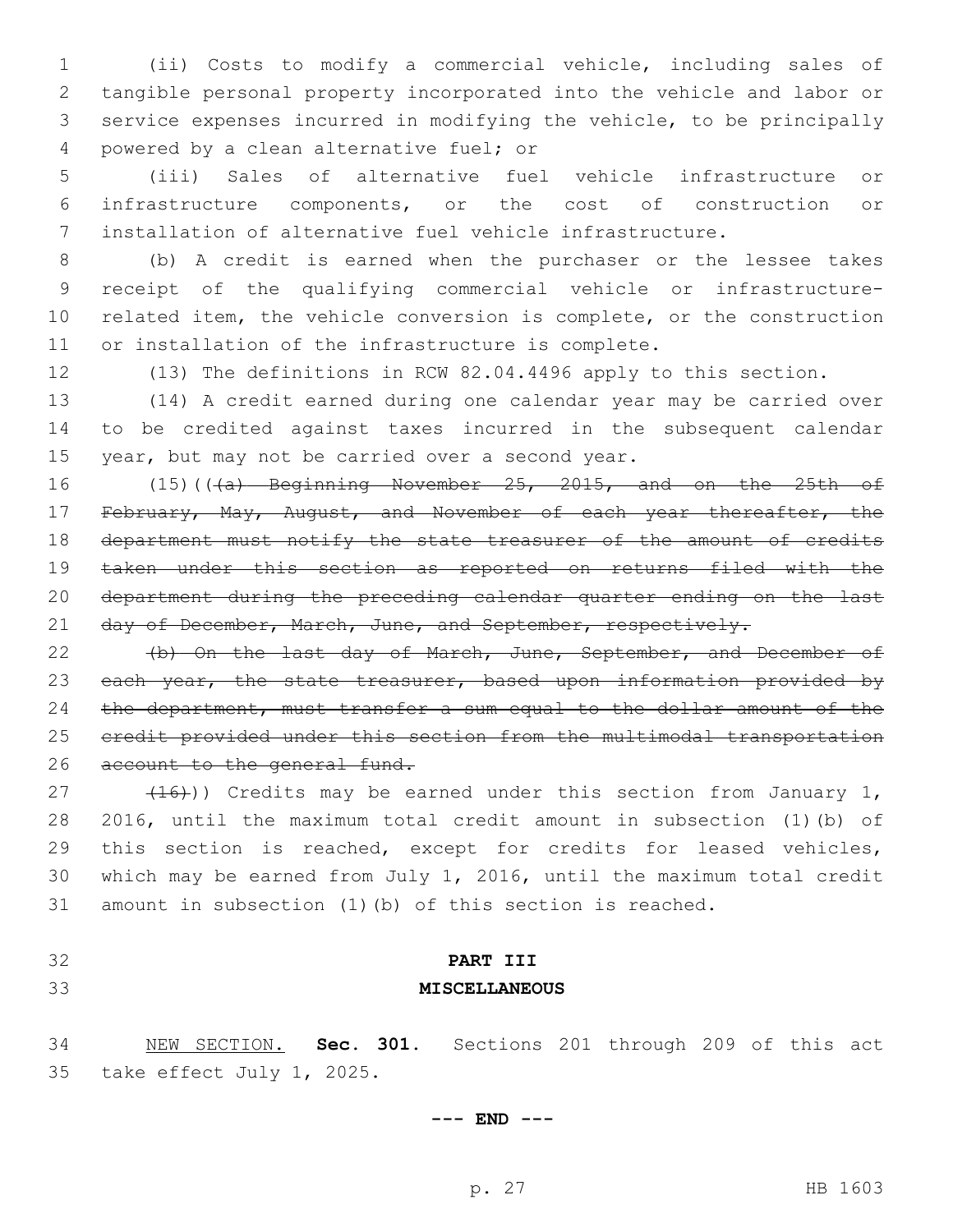(ii) Costs to modify a commercial vehicle, including sales of tangible personal property incorporated into the vehicle and labor or service expenses incurred in modifying the vehicle, to be principally powered by a clean alternative fuel; or

(iii) Sales of alternative fuel vehicle infrastructure or infrastructure components, or the cost of construction or installation of alternative fuel vehicle infrastructure.

(b) A credit is earned when the purchaser or the lessee takes receipt of the qualifying commercial vehicle or infrastructure-related item, the vehicle conversion is complete, or the construction or installation of the infrastructure is complete.

(13) The definitions in RCW 82.04.4496 apply to this section.

(14) A credit earned during one calendar year may be carried over to be credited against taxes incurred in the subsequent calendar year, but may not be carried over a second year.

(15)((~~(a) Beginning November 25, 2015, and on the 25th of February, May, August, and November of each year thereafter, the department must notify the state treasurer of the amount of credits taken under this section as reported on returns filed with the department during the preceding calendar quarter ending on the last day of December, March, June, and September, respectively.~~

~~(b) On the last day of March, June, September, and December of each year, the state treasurer, based upon information provided by the department, must transfer a sum equal to the dollar amount of the credit provided under this section from the multimodal transportation account to the general fund.~~

~~(16)~~)) Credits may be earned under this section from January 1, 2016, until the maximum total credit amount in subsection (1)(b) of this section is reached, except for credits for leased vehicles, which may be earned from July 1, 2016, until the maximum total credit amount in subsection (1)(b) of this section is reached.

## PART III
## MISCELLANEOUS

NEW SECTION. **Sec. 301.** Sections 201 through 209 of this act take effect July 1, 2025.

**--- END ---**